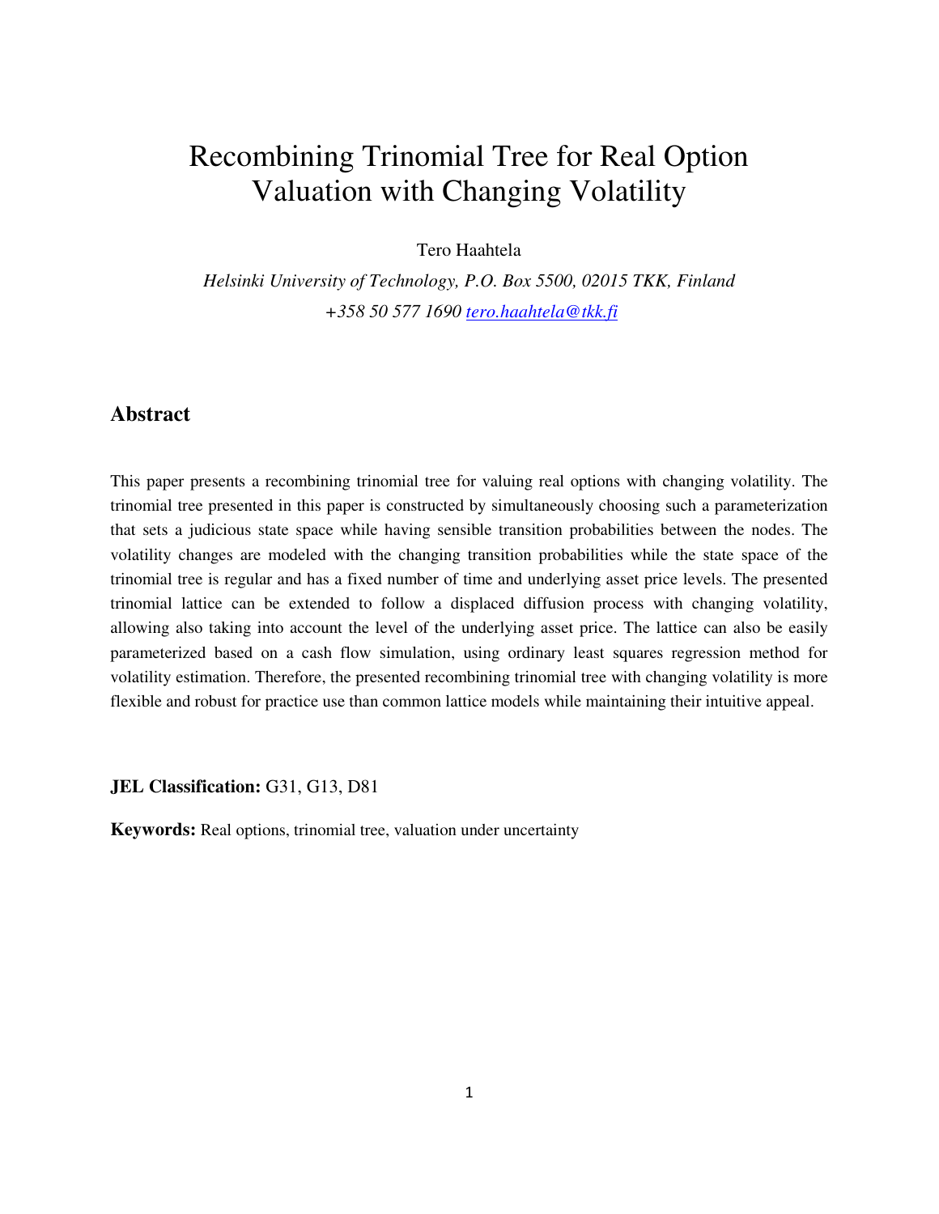# Recombining Trinomial Tree for Real Option Valuation with Changing Volatility

Tero Haahtela

*Helsinki University of Technology, P.O. Box 5500, 02015 TKK, Finland*

*+358 50 577 1690 tero.haahtela@tkk.fi*

## Abstract

This paper presents a recombining trinomial tree for valuing real options with changing volatility. The trinomial tree presented in this paper is constructed by simultaneously choosing such a parameterization that sets a judicious state space while having sensible transition probabilities between the nodes. The volatility changes are modeled with the changing transition probabilities while the state space of the trinomial tree is regular and has a fixed number of time and underlying asset price levels. The presented trinomial lattice can be extended to follow a displaced diffusion process with changing volatility, allowing also taking into account the level of the underlying asset price. The lattice can also be easily parameterized based on a cash flow simulation, using ordinary least squares regression method for volatility estimation. Therefore, the presented recombining trinomial tree with changing volatility is more flexible and robust for practice use than common lattice models while maintaining their intuitive appeal.

**JEL Classification:** G31, G13, D81

**Keywords:** Real options, trinomial tree, valuation under uncertainty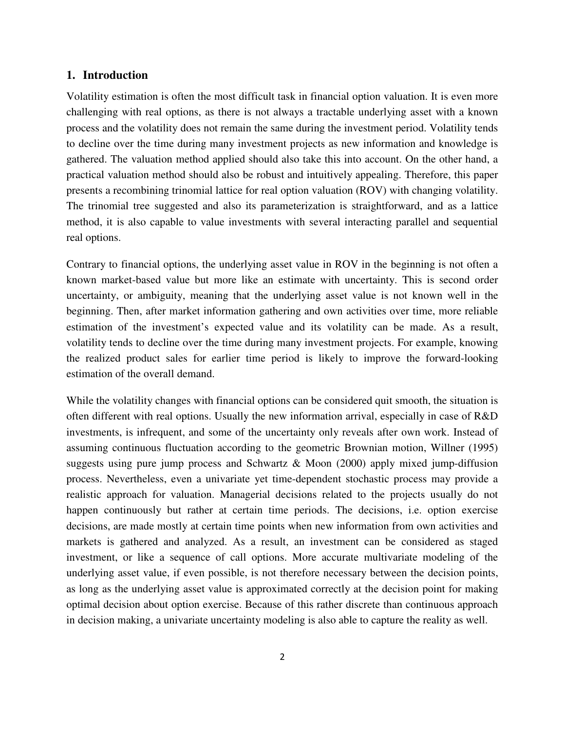## 1. Introduction

Volatility estimation is often the most difficult task in financial option valuation. It is even more challenging with real options, as there is not always a tractable underlying asset with a known process and the volatility does not remain the same during the investment period. Volatility tends to decline over the time during many investment projects as new information and knowledge is gathered. The valuation method applied should also take this into account. On the other hand, a practical valuation method should also be robust and intuitively appealing. Therefore, this paper presents a recombining trinomial lattice for real option valuation (ROV) with changing volatility. The trinomial tree suggested and also its parameterization is straightforward, and as a lattice method, it is also capable to value investments with several interacting parallel and sequential real options.

Contrary to financial options, the underlying asset value in ROV in the beginning is not often a known market-based value but more like an estimate with uncertainty. This is second order uncertainty, or ambiguity, meaning that the underlying asset value is not known well in the beginning. Then, after market information gathering and own activities over time, more reliable estimation of the investment's expected value and its volatility can be made. As a result, volatility tends to decline over the time during many investment projects. For example, knowing the realized product sales for earlier time period is likely to improve the forward-looking estimation of the overall demand.

While the volatility changes with financial options can be considered quit smooth, the situation is often different with real options. Usually the new information arrival, especially in case of R&D investments, is infrequent, and some of the uncertainty only reveals after own work. Instead of assuming continuous fluctuation according to the geometric Brownian motion, Willner (1995) suggests using pure jump process and Schwartz & Moon (2000) apply mixed jump-diffusion process. Nevertheless, even a univariate yet time-dependent stochastic process may provide a realistic approach for valuation. Managerial decisions related to the projects usually do not happen continuously but rather at certain time periods. The decisions, i.e. option exercise decisions, are made mostly at certain time points when new information from own activities and markets is gathered and analyzed. As a result, an investment can be considered as staged investment, or like a sequence of call options. More accurate multivariate modeling of the underlying asset value, if even possible, is not therefore necessary between the decision points, as long as the underlying asset value is approximated correctly at the decision point for making optimal decision about option exercise. Because of this rather discrete than continuous approach in decision making, a univariate uncertainty modeling is also able to capture the reality as well.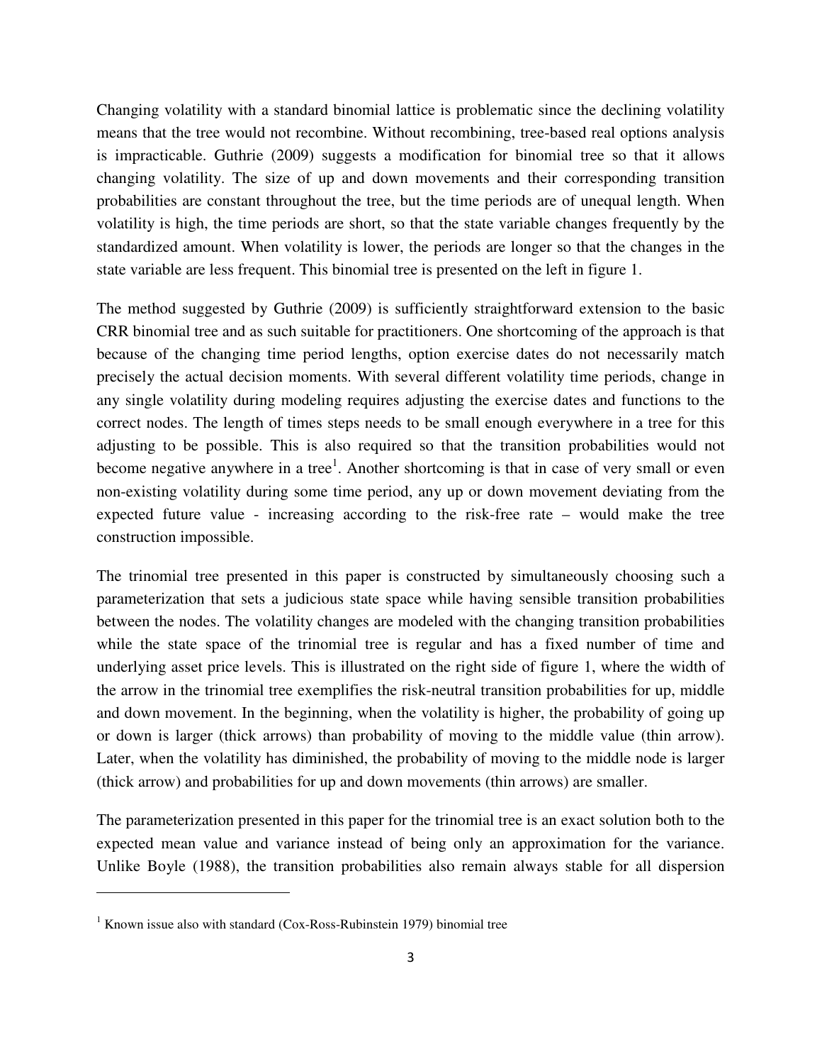Changing volatility with a standard binomial lattice is problematic since the declining volatility means that the tree would not recombine. Without recombining, tree-based real options analysis is impracticable. Guthrie (2009) suggests a modification for binomial tree so that it allows changing volatility. The size of up and down movements and their corresponding transition probabilities are constant throughout the tree, but the time periods are of unequal length. When volatility is high, the time periods are short, so that the state variable changes frequently by the standardized amount. When volatility is lower, the periods are longer so that the changes in the state variable are less frequent. This binomial tree is presented on the left in figure 1.

The method suggested by Guthrie (2009) is sufficiently straightforward extension to the basic CRR binomial tree and as such suitable for practitioners. One shortcoming of the approach is that because of the changing time period lengths, option exercise dates do not necessarily match precisely the actual decision moments. With several different volatility time periods, change in any single volatility during modeling requires adjusting the exercise dates and functions to the correct nodes. The length of times steps needs to be small enough everywhere in a tree for this adjusting to be possible. This is also required so that the transition probabilities would not become negative anywhere in a tree[1]. Another shortcoming is that in case of very small or even non-existing volatility during some time period, any up or down movement deviating from the expected future value - increasing according to the risk-free rate – would make the tree construction impossible.

The trinomial tree presented in this paper is constructed by simultaneously choosing such a parameterization that sets a judicious state space while having sensible transition probabilities between the nodes. The volatility changes are modeled with the changing transition probabilities while the state space of the trinomial tree is regular and has a fixed number of time and underlying asset price levels. This is illustrated on the right side of figure 1, where the width of the arrow in the trinomial tree exemplifies the risk-neutral transition probabilities for up, middle and down movement. In the beginning, when the volatility is higher, the probability of going up or down is larger (thick arrows) than probability of moving to the middle value (thin arrow). Later, when the volatility has diminished, the probability of moving to the middle node is larger (thick arrow) and probabilities for up and down movements (thin arrows) are smaller.

The parameterization presented in this paper for the trinomial tree is an exact solution both to the expected mean value and variance instead of being only an approximation for the variance. Unlike Boyle (1988), the transition probabilities also remain always stable for all dispersion

---

[1] Known issue also with standard (Cox-Ross-Rubinstein 1979) binomial tree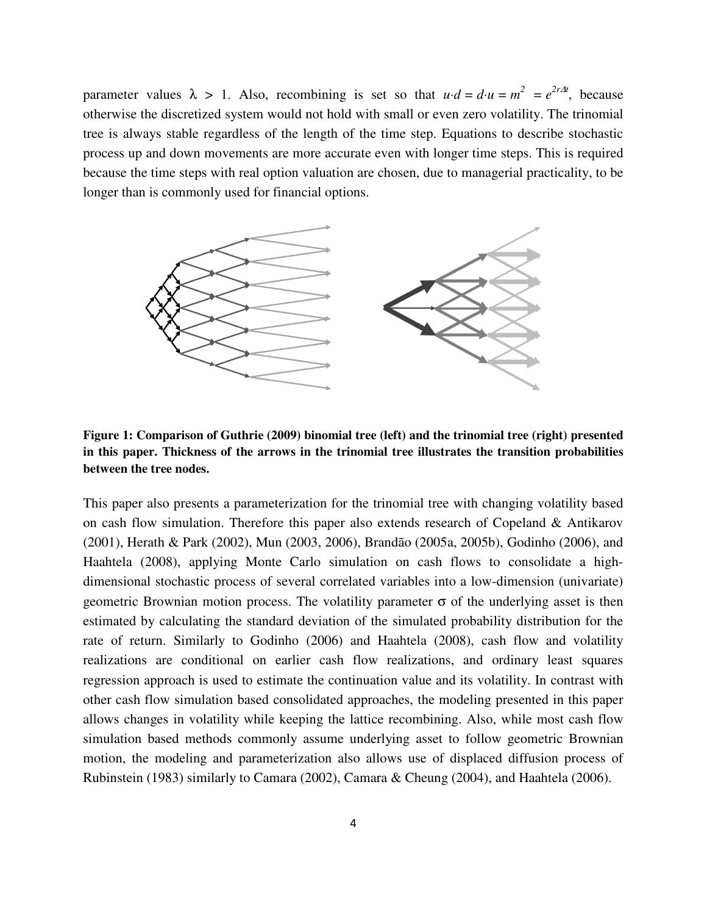parameter values $\lambda > 1$. Also, recombining is set so that $u \cdot d = d \cdot u = m^2 = e^{2r\Delta t}$, because otherwise the discretized system would not hold with small or even zero volatility. The trinomial tree is always stable regardless of the length of the time step. Equations to describe stochastic process up and down movements are more accurate even with longer time steps. This is required because the time steps with real option valuation are chosen, due to managerial practicality, to be longer than is commonly used for financial options.

**Figure 1: Comparison of Guthrie (2009) binomial tree (left) and the trinomial tree (right) presented in this paper. Thickness of the arrows in the trinomial tree illustrates the transition probabilities between the tree nodes.**

This paper also presents a parameterization for the trinomial tree with changing volatility based on cash flow simulation. Therefore this paper also extends research of Copeland & Antikarov (2001), Herath & Park (2002), Mun (2003, 2006), Brandão (2005a, 2005b), Godinho (2006), and Haahtela (2008), applying Monte Carlo simulation on cash flows to consolidate a high-dimensional stochastic process of several correlated variables into a low-dimension (univariate) geometric Brownian motion process. The volatility parameter $\sigma$ of the underlying asset is then estimated by calculating the standard deviation of the simulated probability distribution for the rate of return. Similarly to Godinho (2006) and Haahtela (2008), cash flow and volatility realizations are conditional on earlier cash flow realizations, and ordinary least squares regression approach is used to estimate the continuation value and its volatility. In contrast with other cash flow simulation based consolidated approaches, the modeling presented in this paper allows changes in volatility while keeping the lattice recombining. Also, while most cash flow simulation based methods commonly assume underlying asset to follow geometric Brownian motion, the modeling and parameterization also allows use of displaced diffusion process of Rubinstein (1983) similarly to Camara (2002), Camara & Cheung (2004), and Haahtela (2006).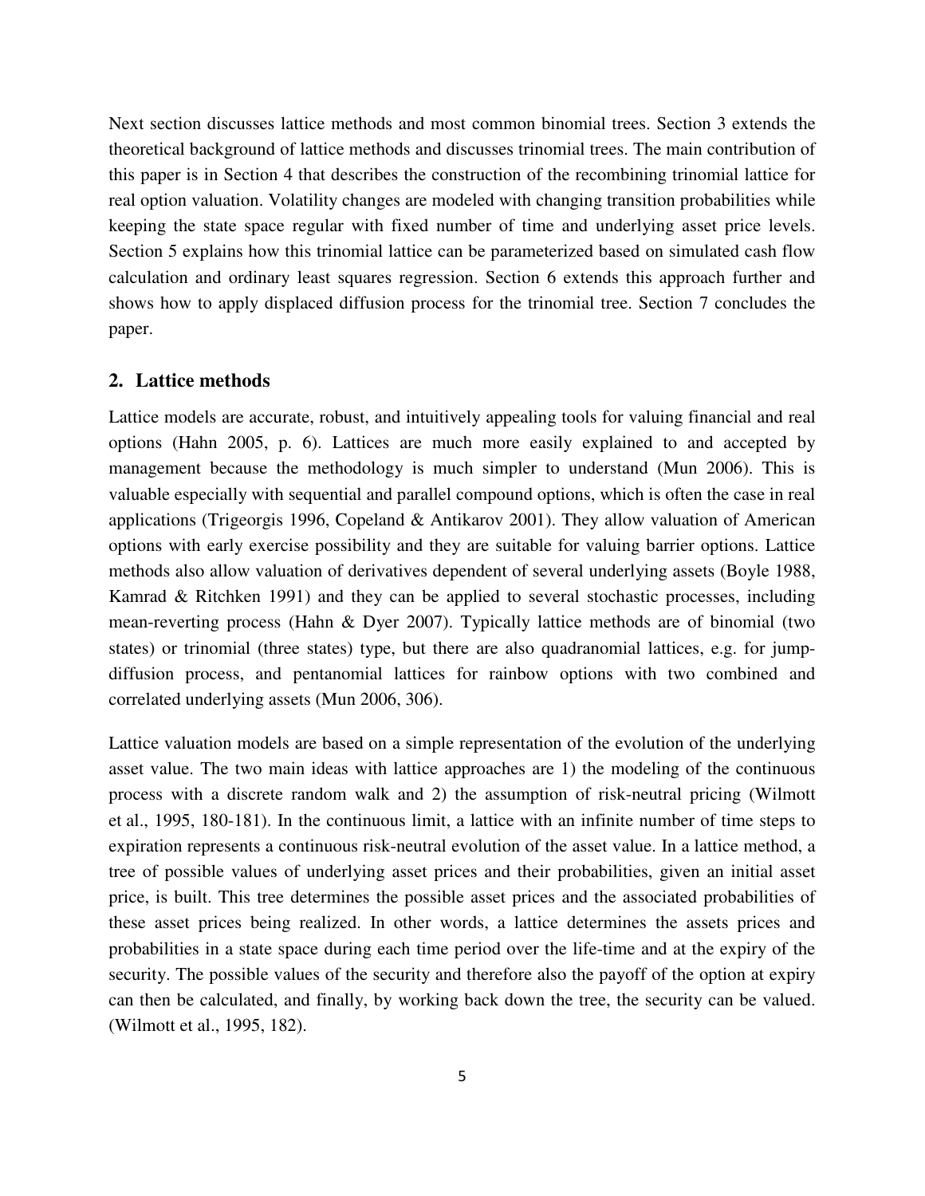Next section discusses lattice methods and most common binomial trees. Section 3 extends the theoretical background of lattice methods and discusses trinomial trees. The main contribution of this paper is in Section 4 that describes the construction of the recombining trinomial lattice for real option valuation. Volatility changes are modeled with changing transition probabilities while keeping the state space regular with fixed number of time and underlying asset price levels. Section 5 explains how this trinomial lattice can be parameterized based on simulated cash flow calculation and ordinary least squares regression. Section 6 extends this approach further and shows how to apply displaced diffusion process for the trinomial tree. Section 7 concludes the paper.

## 2. Lattice methods

Lattice models are accurate, robust, and intuitively appealing tools for valuing financial and real options (Hahn 2005, p. 6). Lattices are much more easily explained to and accepted by management because the methodology is much simpler to understand (Mun 2006). This is valuable especially with sequential and parallel compound options, which is often the case in real applications (Trigeorgis 1996, Copeland & Antikarov 2001). They allow valuation of American options with early exercise possibility and they are suitable for valuing barrier options. Lattice methods also allow valuation of derivatives dependent of several underlying assets (Boyle 1988, Kamrad & Ritchken 1991) and they can be applied to several stochastic processes, including mean-reverting process (Hahn & Dyer 2007). Typically lattice methods are of binomial (two states) or trinomial (three states) type, but there are also quadranomial lattices, e.g. for jump-diffusion process, and pentanomial lattices for rainbow options with two combined and correlated underlying assets (Mun 2006, 306).

Lattice valuation models are based on a simple representation of the evolution of the underlying asset value. The two main ideas with lattice approaches are 1) the modeling of the continuous process with a discrete random walk and 2) the assumption of risk-neutral pricing (Wilmott et al., 1995, 180-181). In the continuous limit, a lattice with an infinite number of time steps to expiration represents a continuous risk-neutral evolution of the asset value. In a lattice method, a tree of possible values of underlying asset prices and their probabilities, given an initial asset price, is built. This tree determines the possible asset prices and the associated probabilities of these asset prices being realized. In other words, a lattice determines the assets prices and probabilities in a state space during each time period over the life-time and at the expiry of the security. The possible values of the security and therefore also the payoff of the option at expiry can then be calculated, and finally, by working back down the tree, the security can be valued. (Wilmott et al., 1995, 182).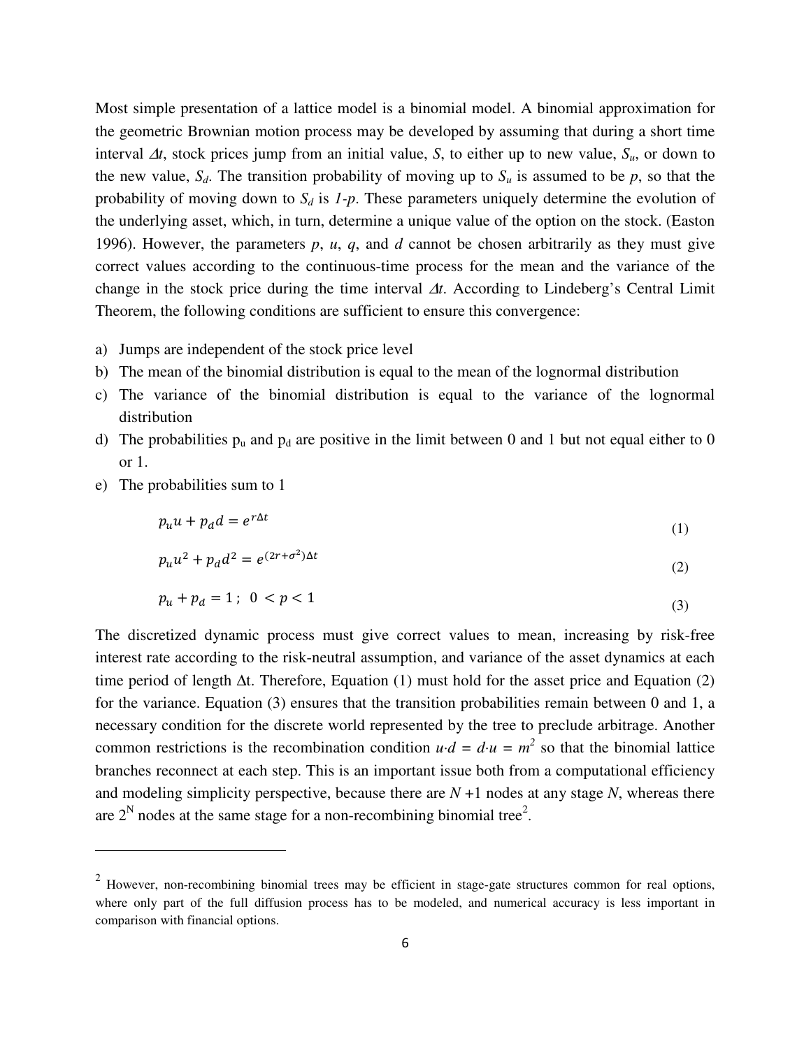Most simple presentation of a lattice model is a binomial model. A binomial approximation for the geometric Brownian motion process may be developed by assuming that during a short time interval $\Delta t$, stock prices jump from an initial value, $S$, to either up to new value, $S_u$, or down to the new value, $S_d$. The transition probability of moving up to $S_u$ is assumed to be $p$, so that the probability of moving down to $S_d$ is $1-p$. These parameters uniquely determine the evolution of the underlying asset, which, in turn, determine a unique value of the option on the stock. (Easton 1996). However, the parameters $p$, $u$, $q$, and $d$ cannot be chosen arbitrarily as they must give correct values according to the continuous-time process for the mean and the variance of the change in the stock price during the time interval $\Delta t$. According to Lindeberg's Central Limit Theorem, the following conditions are sufficient to ensure this convergence:

a) Jumps are independent of the stock price level
b) The mean of the binomial distribution is equal to the mean of the lognormal distribution
c) The variance of the binomial distribution is equal to the variance of the lognormal distribution
d) The probabilities $p_u$ and $p_d$ are positive in the limit between 0 and 1 but not equal either to 0 or 1.
e) The probabilities sum to 1

$$p_u u + p_d d = e^{r\Delta t} \tag{1}$$

$$p_u u^2 + p_d d^2 = e^{(2r+\sigma^2)\Delta t} \tag{2}$$

$$p_u + p_d = 1\,;\ \ 0 < p < 1 \tag{3}$$

The discretized dynamic process must give correct values to mean, increasing by risk-free interest rate according to the risk-neutral assumption, and variance of the asset dynamics at each time period of length Δt. Therefore, Equation (1) must hold for the asset price and Equation (2) for the variance. Equation (3) ensures that the transition probabilities remain between 0 and 1, a necessary condition for the discrete world represented by the tree to preclude arbitrage. Another common restrictions is the recombination condition $u \cdot d = d \cdot u = m^2$ so that the binomial lattice branches reconnect at each step. This is an important issue both from a computational efficiency and modeling simplicity perspective, because there are $N+1$ nodes at any stage $N$, whereas there are $2^N$ nodes at the same stage for a non-recombining binomial tree[2].

---

[2] However, non-recombining binomial trees may be efficient in stage-gate structures common for real options, where only part of the full diffusion process has to be modeled, and numerical accuracy is less important in comparison with financial options.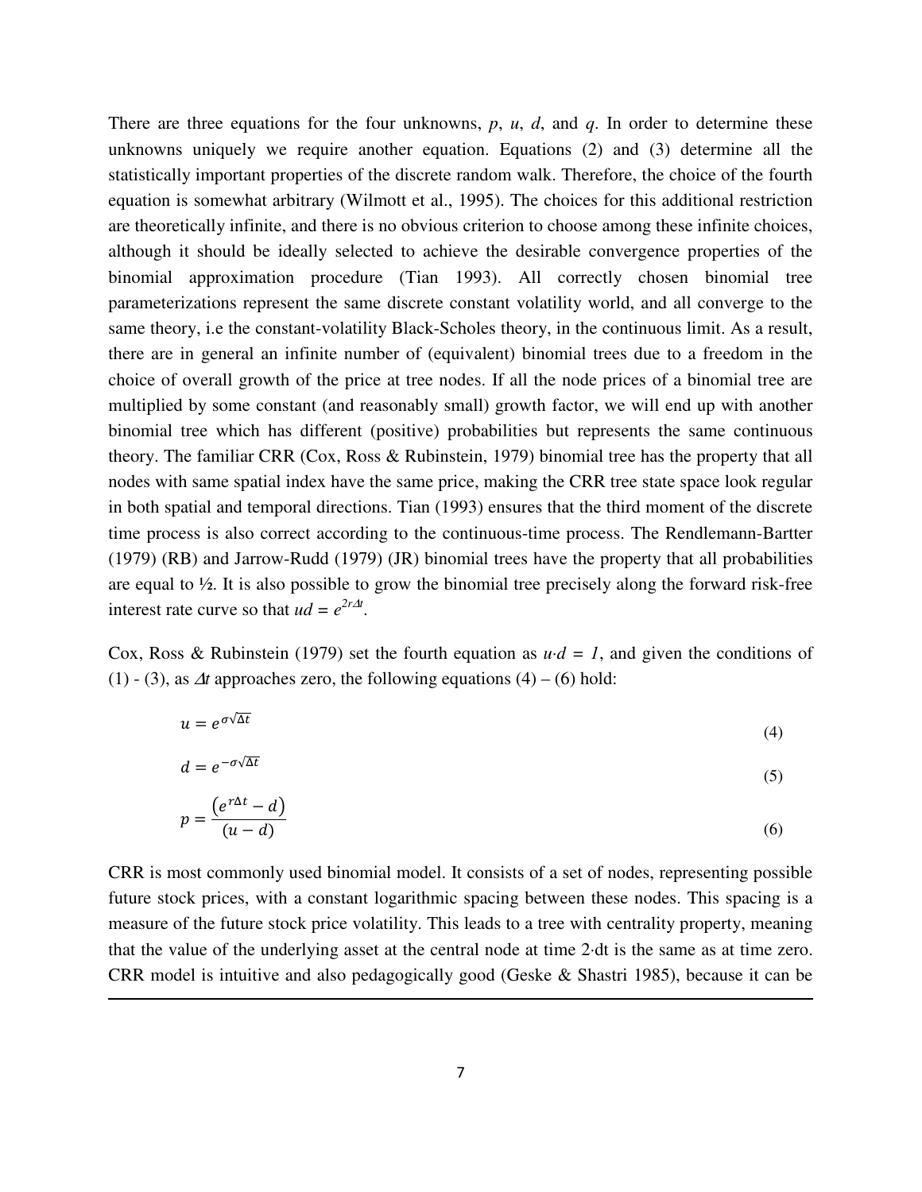There are three equations for the four unknowns, $p$, $u$, $d$, and $q$. In order to determine these unknowns uniquely we require another equation. Equations (2) and (3) determine all the statistically important properties of the discrete random walk. Therefore, the choice of the fourth equation is somewhat arbitrary (Wilmott et al., 1995). The choices for this additional restriction are theoretically infinite, and there is no obvious criterion to choose among these infinite choices, although it should be ideally selected to achieve the desirable convergence properties of the binomial approximation procedure (Tian 1993). All correctly chosen binomial tree parameterizations represent the same discrete constant volatility world, and all converge to the same theory, i.e the constant-volatility Black-Scholes theory, in the continuous limit. As a result, there are in general an infinite number of (equivalent) binomial trees due to a freedom in the choice of overall growth of the price at tree nodes. If all the node prices of a binomial tree are multiplied by some constant (and reasonably small) growth factor, we will end up with another binomial tree which has different (positive) probabilities but represents the same continuous theory. The familiar CRR (Cox, Ross & Rubinstein, 1979) binomial tree has the property that all nodes with same spatial index have the same price, making the CRR tree state space look regular in both spatial and temporal directions. Tian (1993) ensures that the third moment of the discrete time process is also correct according to the continuous-time process. The Rendlemann-Bartter (1979) (RB) and Jarrow-Rudd (1979) (JR) binomial trees have the property that all probabilities are equal to ½. It is also possible to grow the binomial tree precisely along the forward risk-free interest rate curve so that $ud = e^{2r\Delta t}$.

Cox, Ross & Rubinstein (1979) set the fourth equation as $u{\cdot}d = 1$, and given the conditions of (1) - (3), as $\Delta t$ approaches zero, the following equations (4) – (6) hold:

$$u = e^{\sigma\sqrt{\Delta t}} \tag{4}$$

$$d = e^{-\sigma\sqrt{\Delta t}} \tag{5}$$

$$p = \frac{\left(e^{r\Delta t} - d\right)}{(u - d)} \tag{6}$$

CRR is most commonly used binomial model. It consists of a set of nodes, representing possible future stock prices, with a constant logarithmic spacing between these nodes. This spacing is a measure of the future stock price volatility. This leads to a tree with centrality property, meaning that the value of the underlying asset at the central node at time 2·dt is the same as at time zero. CRR model is intuitive and also pedagogically good (Geske & Shastri 1985), because it can be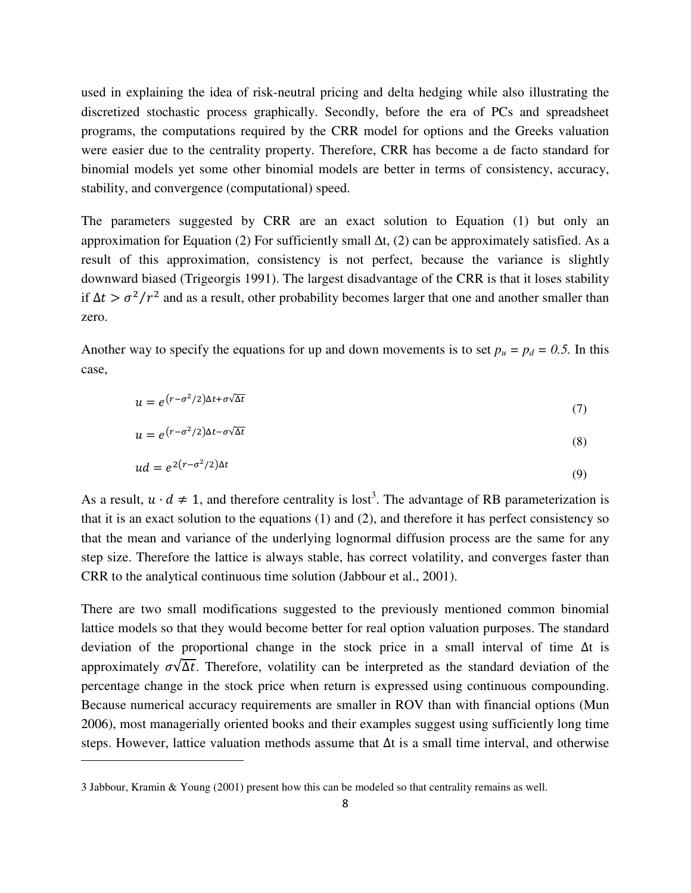used in explaining the idea of risk-neutral pricing and delta hedging while also illustrating the discretized stochastic process graphically. Secondly, before the era of PCs and spreadsheet programs, the computations required by the CRR model for options and the Greeks valuation were easier due to the centrality property. Therefore, CRR has become a de facto standard for binomial models yet some other binomial models are better in terms of consistency, accuracy, stability, and convergence (computational) speed.

The parameters suggested by CRR are an exact solution to Equation (1) but only an approximation for Equation (2) For sufficiently small Δt, (2) can be approximately satisfied. As a result of this approximation, consistency is not perfect, because the variance is slightly downward biased (Trigeorgis 1991). The largest disadvantage of the CRR is that it loses stability if $\Delta t > \sigma^2/r^2$ and as a result, other probability becomes larger that one and another smaller than zero.

Another way to specify the equations for up and down movements is to set $p_u = p_d = 0.5$. In this case,

$$u = e^{(r-\sigma^2/2)\Delta t + \sigma\sqrt{\Delta t}} \tag{7}$$

$$u = e^{(r-\sigma^2/2)\Delta t - \sigma\sqrt{\Delta t}} \tag{8}$$

$$ud = e^{2(r-\sigma^2/2)\Delta t} \tag{9}$$

As a result, $u \cdot d \neq 1$, and therefore centrality is lost[3]. The advantage of RB parameterization is that it is an exact solution to the equations (1) and (2), and therefore it has perfect consistency so that the mean and variance of the underlying lognormal diffusion process are the same for any step size. Therefore the lattice is always stable, has correct volatility, and converges faster than CRR to the analytical continuous time solution (Jabbour et al., 2001).

There are two small modifications suggested to the previously mentioned common binomial lattice models so that they would become better for real option valuation purposes. The standard deviation of the proportional change in the stock price in a small interval of time Δt is approximately $\sigma\sqrt{\Delta t}$. Therefore, volatility can be interpreted as the standard deviation of the percentage change in the stock price when return is expressed using continuous compounding. Because numerical accuracy requirements are smaller in ROV than with financial options (Mun 2006), most managerially oriented books and their examples suggest using sufficiently long time steps. However, lattice valuation methods assume that Δt is a small time interval, and otherwise

3 Jabbour, Kramin & Young (2001) present how this can be modeled so that centrality remains as well.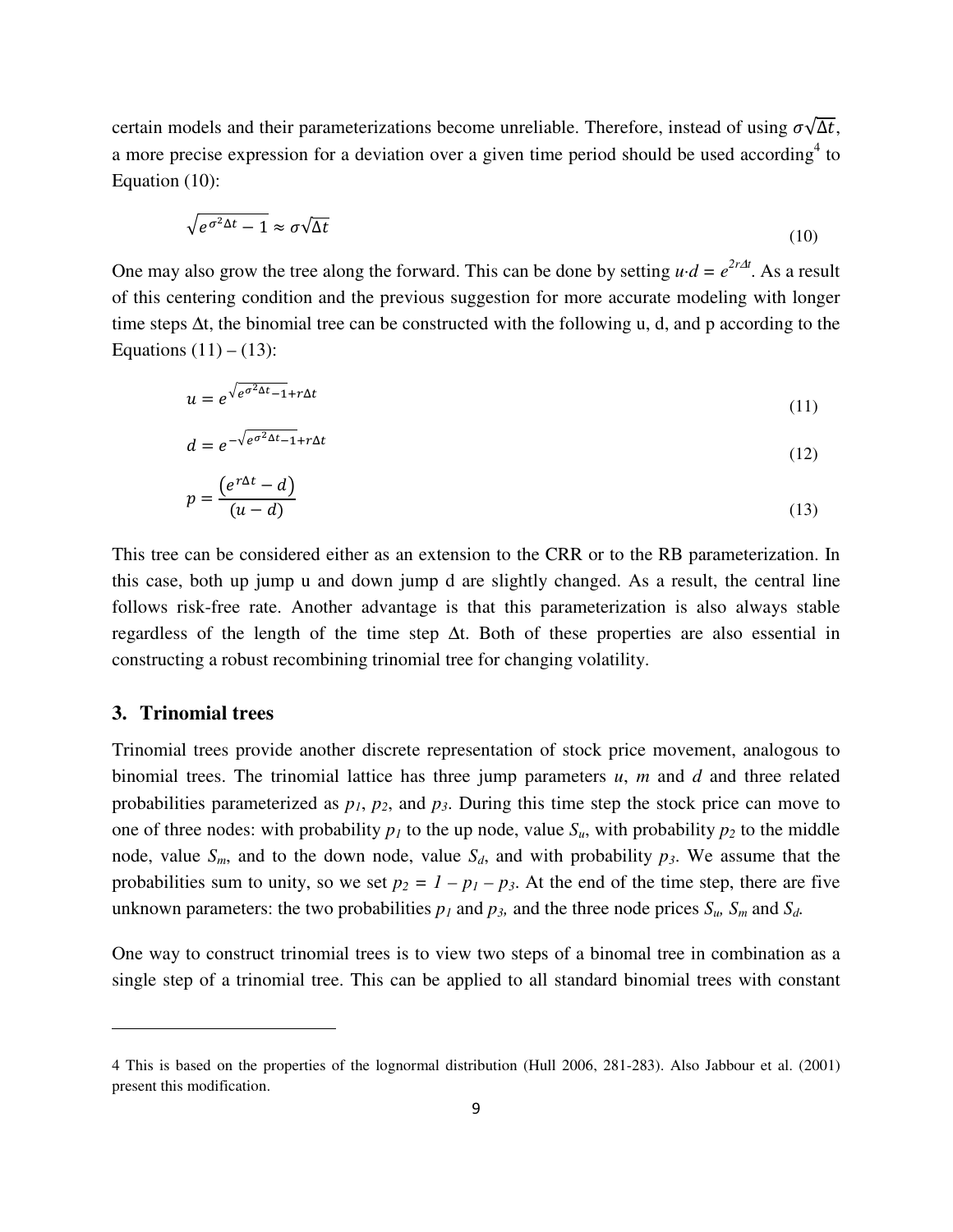certain models and their parameterizations become unreliable. Therefore, instead of using $\sigma\sqrt{\Delta t}$, a more precise expression for a deviation over a given time period should be used according[4] to Equation (10):

$$\sqrt{e^{\sigma^2 \Delta t} - 1} \approx \sigma\sqrt{\Delta t} \tag{10}$$

One may also grow the tree along the forward. This can be done by setting $u{\cdot}d = e^{2r\Delta t}$. As a result of this centering condition and the previous suggestion for more accurate modeling with longer time steps Δt, the binomial tree can be constructed with the following u, d, and p according to the Equations (11) – (13):

$$u = e^{\sqrt{e^{\sigma^2 \Delta t} - 1} + r\Delta t} \tag{11}$$

$$d = e^{-\sqrt{e^{\sigma^2 \Delta t} - 1} + r\Delta t} \tag{12}$$

$$p = \frac{\left(e^{r\Delta t} - d\right)}{(u - d)} \tag{13}$$

This tree can be considered either as an extension to the CRR or to the RB parameterization. In this case, both up jump u and down jump d are slightly changed. As a result, the central line follows risk-free rate. Another advantage is that this parameterization is also always stable regardless of the length of the time step Δt. Both of these properties are also essential in constructing a robust recombining trinomial tree for changing volatility.

## 3. Trinomial trees

Trinomial trees provide another discrete representation of stock price movement, analogous to binomial trees. The trinomial lattice has three jump parameters *u*, *m* and *d* and three related probabilities parameterized as $p_1$, $p_2$, and $p_3$. During this time step the stock price can move to one of three nodes: with probability $p_1$ to the up node, value $S_u$, with probability $p_2$ to the middle node, value $S_m$, and to the down node, value $S_d$, and with probability $p_3$. We assume that the probabilities sum to unity, so we set $p_2 = 1 - p_1 - p_3$. At the end of the time step, there are five unknown parameters: the two probabilities $p_1$ and $p_3$, and the three node prices $S_u$, $S_m$ and $S_d$.

One way to construct trinomial trees is to view two steps of a binomal tree in combination as a single step of a trinomial tree. This can be applied to all standard binomial trees with constant

---

4 This is based on the properties of the lognormal distribution (Hull 2006, 281-283). Also Jabbour et al. (2001) present this modification.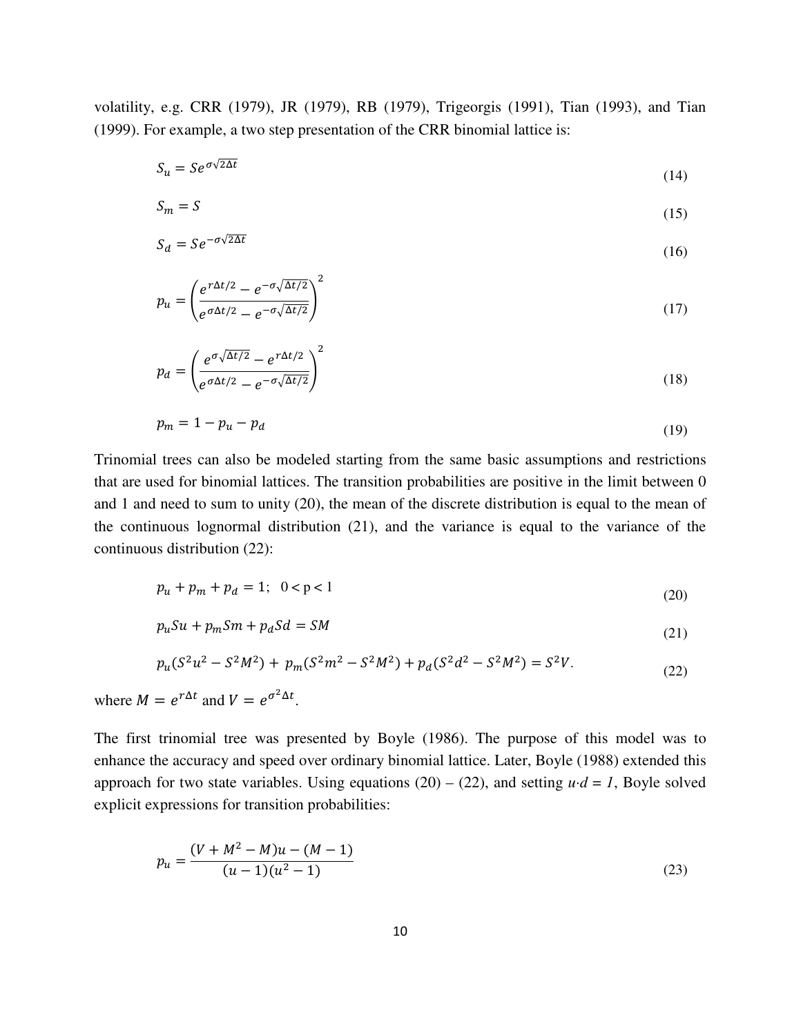volatility, e.g. CRR (1979), JR (1979), RB (1979), Trigeorgis (1991), Tian (1993), and Tian (1999). For example, a two step presentation of the CRR binomial lattice is:

$$S_u = Se^{\sigma\sqrt{2\Delta t}} \tag{14}$$

$$S_m = S \tag{15}$$

$$S_d = Se^{-\sigma\sqrt{2\Delta t}} \tag{16}$$

$$p_u = \left(\frac{e^{r\Delta t/2} - e^{-\sigma\sqrt{\Delta t/2}}}{e^{\sigma\Delta t/2} - e^{-\sigma\sqrt{\Delta t/2}}}\right)^2 \tag{17}$$

$$p_d = \left(\frac{e^{\sigma\sqrt{\Delta t/2}} - e^{r\Delta t/2}}{e^{\sigma\Delta t/2} - e^{-\sigma\sqrt{\Delta t/2}}}\right)^2 \tag{18}$$

$$p_m = 1 - p_u - p_d \tag{19}$$

Trinomial trees can also be modeled starting from the same basic assumptions and restrictions that are used for binomial lattices. The transition probabilities are positive in the limit between 0 and 1 and need to sum to unity (20), the mean of the discrete distribution is equal to the mean of the continuous lognormal distribution (21), and the variance is equal to the variance of the continuous distribution (22):

$$p_u + p_m + p_d = 1; \quad 0 < \mathrm{p} < 1 \tag{20}$$

$$p_u Su + p_m Sm + p_d Sd = SM \tag{21}$$

$$p_u(S^2u^2 - S^2M^2) + p_m(S^2m^2 - S^2M^2) + p_d(S^2d^2 - S^2M^2) = S^2V. \tag{22}$$

where $M = e^{r\Delta t}$ and $V = e^{\sigma^2\Delta t}$.

The first trinomial tree was presented by Boyle (1986). The purpose of this model was to enhance the accuracy and speed over ordinary binomial lattice. Later, Boyle (1988) extended this approach for two state variables. Using equations (20) – (22), and setting $u \cdot d = 1$, Boyle solved explicit expressions for transition probabilities:

$$p_u = \frac{(V + M^2 - M)u - (M - 1)}{(u - 1)(u^2 - 1)} \tag{23}$$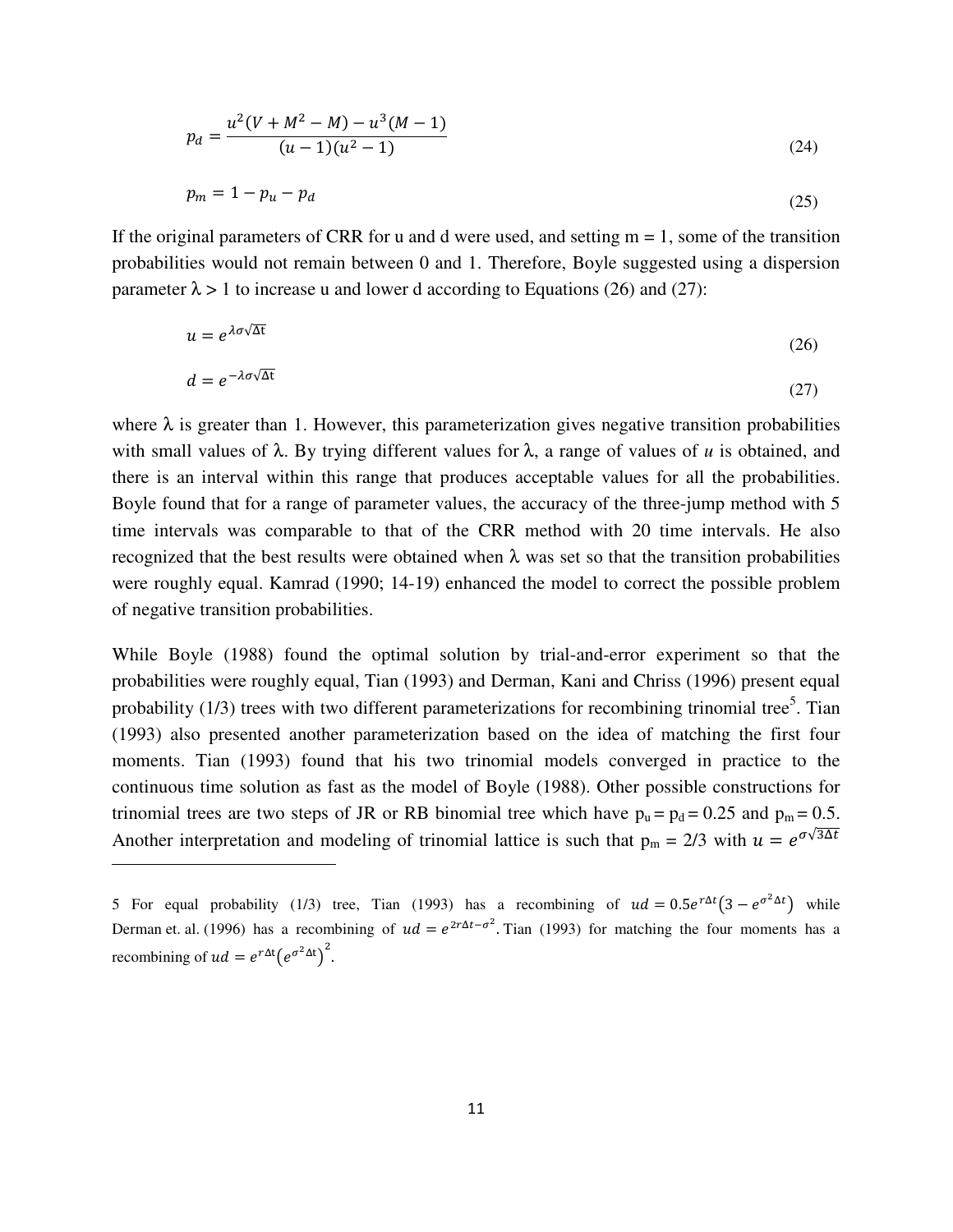$$p_d = \frac{u^2(V + M^2 - M) - u^3(M - 1)}{(u - 1)(u^2 - 1)} \tag{24}$$

$$p_m = 1 - p_u - p_d \tag{25}$$

If the original parameters of CRR for u and d were used, and setting m = 1, some of the transition probabilities would not remain between 0 and 1. Therefore, Boyle suggested using a dispersion parameter $\lambda > 1$ to increase u and lower d according to Equations (26) and (27):

$$u = e^{\lambda\sigma\sqrt{\Delta t}} \tag{26}$$

$$d = e^{-\lambda\sigma\sqrt{\Delta t}} \tag{27}$$

where $\lambda$ is greater than 1. However, this parameterization gives negative transition probabilities with small values of $\lambda$. By trying different values for $\lambda$, a range of values of *u* is obtained, and there is an interval within this range that produces acceptable values for all the probabilities. Boyle found that for a range of parameter values, the accuracy of the three-jump method with 5 time intervals was comparable to that of the CRR method with 20 time intervals. He also recognized that the best results were obtained when $\lambda$ was set so that the transition probabilities were roughly equal. Kamrad (1990; 14-19) enhanced the model to correct the possible problem of negative transition probabilities.

While Boyle (1988) found the optimal solution by trial-and-error experiment so that the probabilities were roughly equal, Tian (1993) and Derman, Kani and Chriss (1996) present equal probability (1/3) trees with two different parameterizations for recombining trinomial tree[5]. Tian (1993) also presented another parameterization based on the idea of matching the first four moments. Tian (1993) found that his two trinomial models converged in practice to the continuous time solution as fast as the model of Boyle (1988). Other possible constructions for trinomial trees are two steps of JR or RB binomial tree which have $p_u = p_d = 0.25$ and $p_m = 0.5$. Another interpretation and modeling of trinomial lattice is such that $p_m = 2/3$ with $u = e^{\sigma\sqrt{3\Delta t}}$

---

5 For equal probability (1/3) tree, Tian (1993) has a recombining of $ud = 0.5e^{r\Delta t}\left(3 - e^{\sigma^2\Delta t}\right)$ while Derman et. al. (1996) has a recombining of $ud = e^{2r\Delta t - \sigma^2}$. Tian (1993) for matching the four moments has a recombining of $ud = e^{r\Delta t}\left(e^{\sigma^2\Delta t}\right)^2$.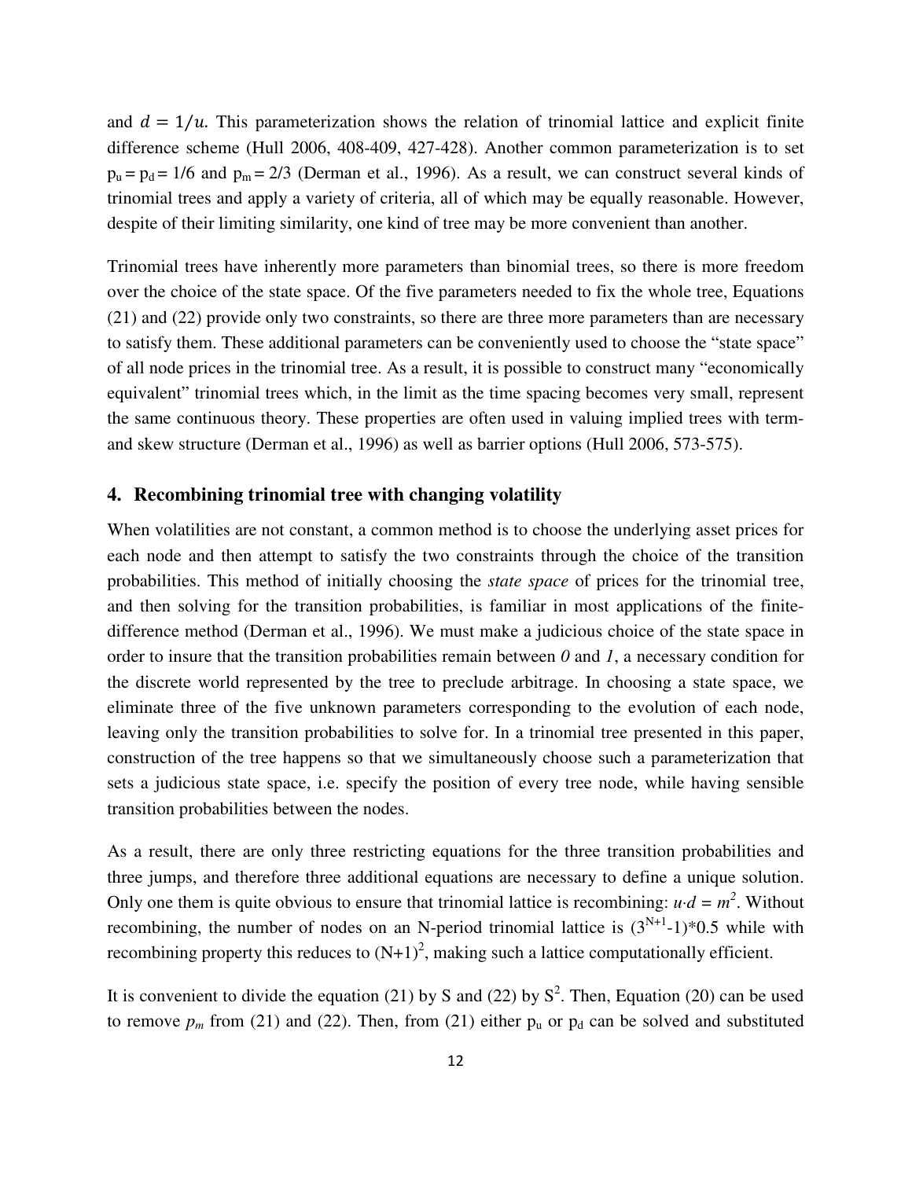and $d = 1/u$. This parameterization shows the relation of trinomial lattice and explicit finite difference scheme (Hull 2006, 408-409, 427-428). Another common parameterization is to set $p_u = p_d = 1/6$ and $p_m = 2/3$ (Derman et al., 1996). As a result, we can construct several kinds of trinomial trees and apply a variety of criteria, all of which may be equally reasonable. However, despite of their limiting similarity, one kind of tree may be more convenient than another.

Trinomial trees have inherently more parameters than binomial trees, so there is more freedom over the choice of the state space. Of the five parameters needed to fix the whole tree, Equations (21) and (22) provide only two constraints, so there are three more parameters than are necessary to satisfy them. These additional parameters can be conveniently used to choose the "state space" of all node prices in the trinomial tree. As a result, it is possible to construct many "economically equivalent" trinomial trees which, in the limit as the time spacing becomes very small, represent the same continuous theory. These properties are often used in valuing implied trees with term- and skew structure (Derman et al., 1996) as well as barrier options (Hull 2006, 573-575).

## 4. Recombining trinomial tree with changing volatility

When volatilities are not constant, a common method is to choose the underlying asset prices for each node and then attempt to satisfy the two constraints through the choice of the transition probabilities. This method of initially choosing the *state space* of prices for the trinomial tree, and then solving for the transition probabilities, is familiar in most applications of the finite-difference method (Derman et al., 1996). We must make a judicious choice of the state space in order to insure that the transition probabilities remain between *0* and *1*, a necessary condition for the discrete world represented by the tree to preclude arbitrage. In choosing a state space, we eliminate three of the five unknown parameters corresponding to the evolution of each node, leaving only the transition probabilities to solve for. In a trinomial tree presented in this paper, construction of the tree happens so that we simultaneously choose such a parameterization that sets a judicious state space, i.e. specify the position of every tree node, while having sensible transition probabilities between the nodes.

As a result, there are only three restricting equations for the three transition probabilities and three jumps, and therefore three additional equations are necessary to define a unique solution. Only one them is quite obvious to ensure that trinomial lattice is recombining: $u \cdot d = m^2$. Without recombining, the number of nodes on an N-period trinomial lattice is $(3^{N+1}-1)*0.5$ while with recombining property this reduces to $(N+1)^2$, making such a lattice computationally efficient.

It is convenient to divide the equation (21) by S and (22) by $S^2$. Then, Equation (20) can be used to remove $p_m$ from (21) and (22). Then, from (21) either $p_u$ or $p_d$ can be solved and substituted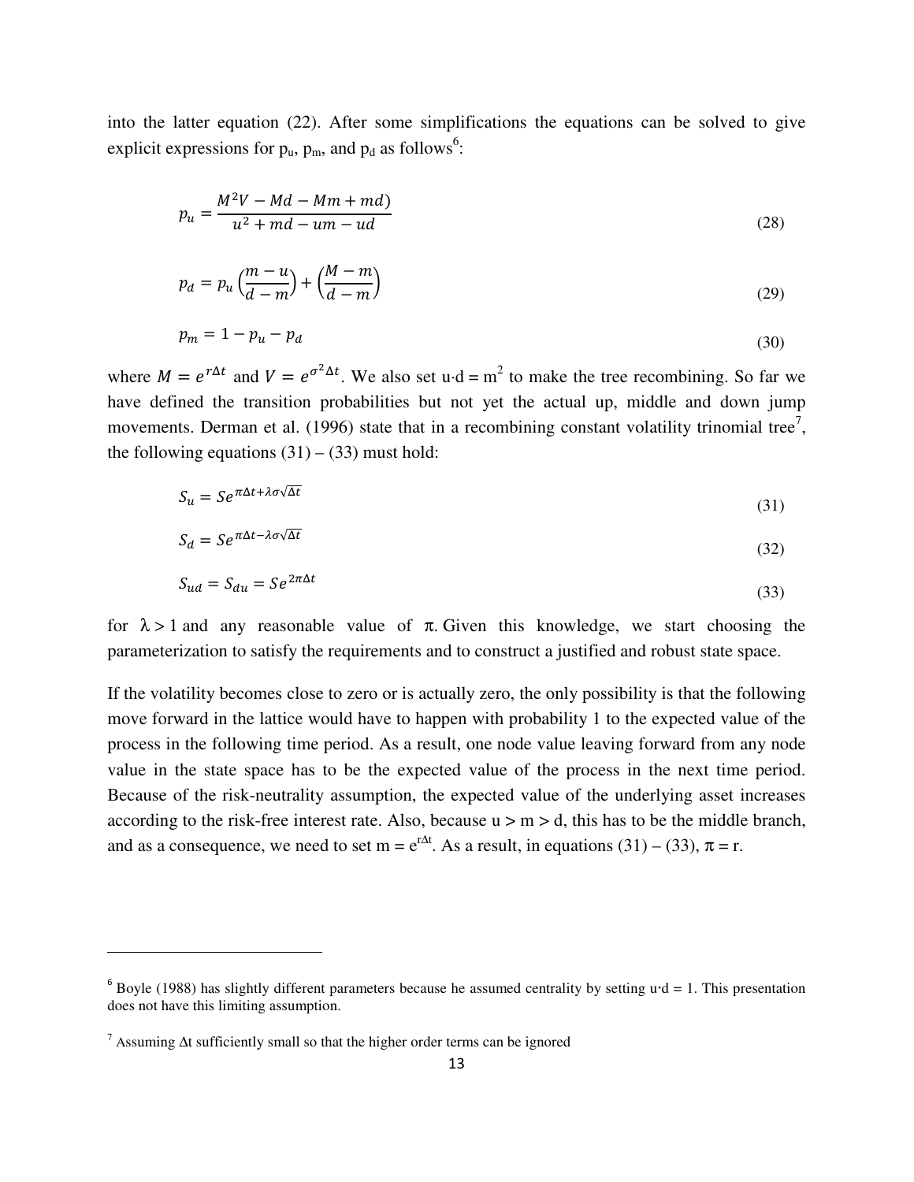into the latter equation (22). After some simplifications the equations can be solved to give explicit expressions for $p_u$, $p_m$, and $p_d$ as follows[6]:

$$p_u = \frac{M^2V - Md - Mm + md)}{u^2 + md - um - ud} \tag{28}$$

$$p_d = p_u\left(\frac{m-u}{d-m}\right) + \left(\frac{M-m}{d-m}\right) \tag{29}$$

$$p_m = 1 - p_u - p_d \tag{30}$$

where $M = e^{r\Delta t}$ and $V = e^{\sigma^2 \Delta t}$. We also set $u \cdot d = m^2$ to make the tree recombining. So far we have defined the transition probabilities but not yet the actual up, middle and down jump movements. Derman et al. (1996) state that in a recombining constant volatility trinomial tree[7], the following equations (31) – (33) must hold:

$$S_u = Se^{\pi\Delta t + \lambda\sigma\sqrt{\Delta t}} \tag{31}$$

$$S_d = Se^{\pi\Delta t - \lambda\sigma\sqrt{\Delta t}} \tag{32}$$

$$S_{ud} = S_{du} = Se^{2\pi\Delta t} \tag{33}$$

for $\lambda > 1$ and any reasonable value of $\pi$. Given this knowledge, we start choosing the parameterization to satisfy the requirements and to construct a justified and robust state space.

If the volatility becomes close to zero or is actually zero, the only possibility is that the following move forward in the lattice would have to happen with probability 1 to the expected value of the process in the following time period. As a result, one node value leaving forward from any node value in the state space has to be the expected value of the process in the next time period. Because of the risk-neutrality assumption, the expected value of the underlying asset increases according to the risk-free interest rate. Also, because $u > m > d$, this has to be the middle branch, and as a consequence, we need to set $m = e^{r\Delta t}$. As a result, in equations (31) – (33), $\pi = r$.

---

[6] Boyle (1988) has slightly different parameters because he assumed centrality by setting $u \cdot d = 1$. This presentation does not have this limiting assumption.

[7] Assuming $\Delta t$ sufficiently small so that the higher order terms can be ignored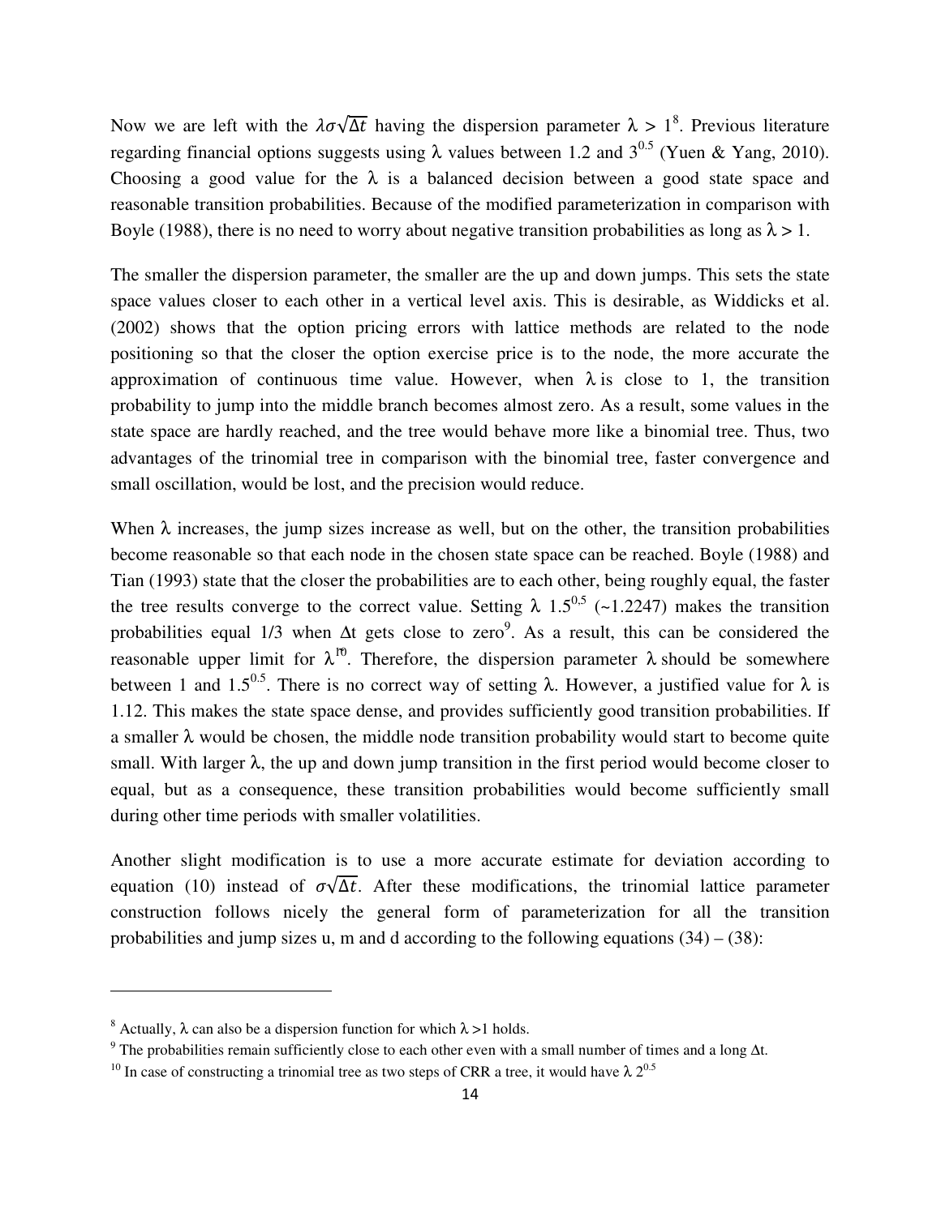Now we are left with the $\lambda\sigma\sqrt{\Delta t}$ having the dispersion parameter $\lambda > 1$[8]. Previous literature regarding financial options suggests using $\lambda$ values between 1.2 and $3^{0.5}$ (Yuen & Yang, 2010). Choosing a good value for the $\lambda$ is a balanced decision between a good state space and reasonable transition probabilities. Because of the modified parameterization in comparison with Boyle (1988), there is no need to worry about negative transition probabilities as long as $\lambda > 1$.

The smaller the dispersion parameter, the smaller are the up and down jumps. This sets the state space values closer to each other in a vertical level axis. This is desirable, as Widdicks et al. (2002) shows that the option pricing errors with lattice methods are related to the node positioning so that the closer the option exercise price is to the node, the more accurate the approximation of continuous time value. However, when $\lambda$ is close to 1, the transition probability to jump into the middle branch becomes almost zero. As a result, some values in the state space are hardly reached, and the tree would behave more like a binomial tree. Thus, two advantages of the trinomial tree in comparison with the binomial tree, faster convergence and small oscillation, would be lost, and the precision would reduce.

When $\lambda$ increases, the jump sizes increase as well, but on the other, the transition probabilities become reasonable so that each node in the chosen state space can be reached. Boyle (1988) and Tian (1993) state that the closer the probabilities are to each other, being roughly equal, the faster the tree results converge to the correct value. Setting $\lambda$ $1.5^{0.5}$ (~1.2247) makes the transition probabilities equal 1/3 when $\Delta$t gets close to zero[9]. As a result, this can be considered the reasonable upper limit for $\lambda$[10]. Therefore, the dispersion parameter $\lambda$ should be somewhere between 1 and $1.5^{0.5}$. There is no correct way of setting $\lambda$. However, a justified value for $\lambda$ is 1.12. This makes the state space dense, and provides sufficiently good transition probabilities. If a smaller $\lambda$ would be chosen, the middle node transition probability would start to become quite small. With larger $\lambda$, the up and down jump transition in the first period would become closer to equal, but as a consequence, these transition probabilities would become sufficiently small during other time periods with smaller volatilities.

Another slight modification is to use a more accurate estimate for deviation according to equation (10) instead of $\sigma\sqrt{\Delta t}$. After these modifications, the trinomial lattice parameter construction follows nicely the general form of parameterization for all the transition probabilities and jump sizes u, m and d according to the following equations (34) – (38):

---

[8] Actually, $\lambda$ can also be a dispersion function for which $\lambda > 1$ holds.

[9] The probabilities remain sufficiently close to each other even with a small number of times and a long $\Delta$t.

[10] In case of constructing a trinomial tree as two steps of CRR a tree, it would have $\lambda$ $2^{0.5}$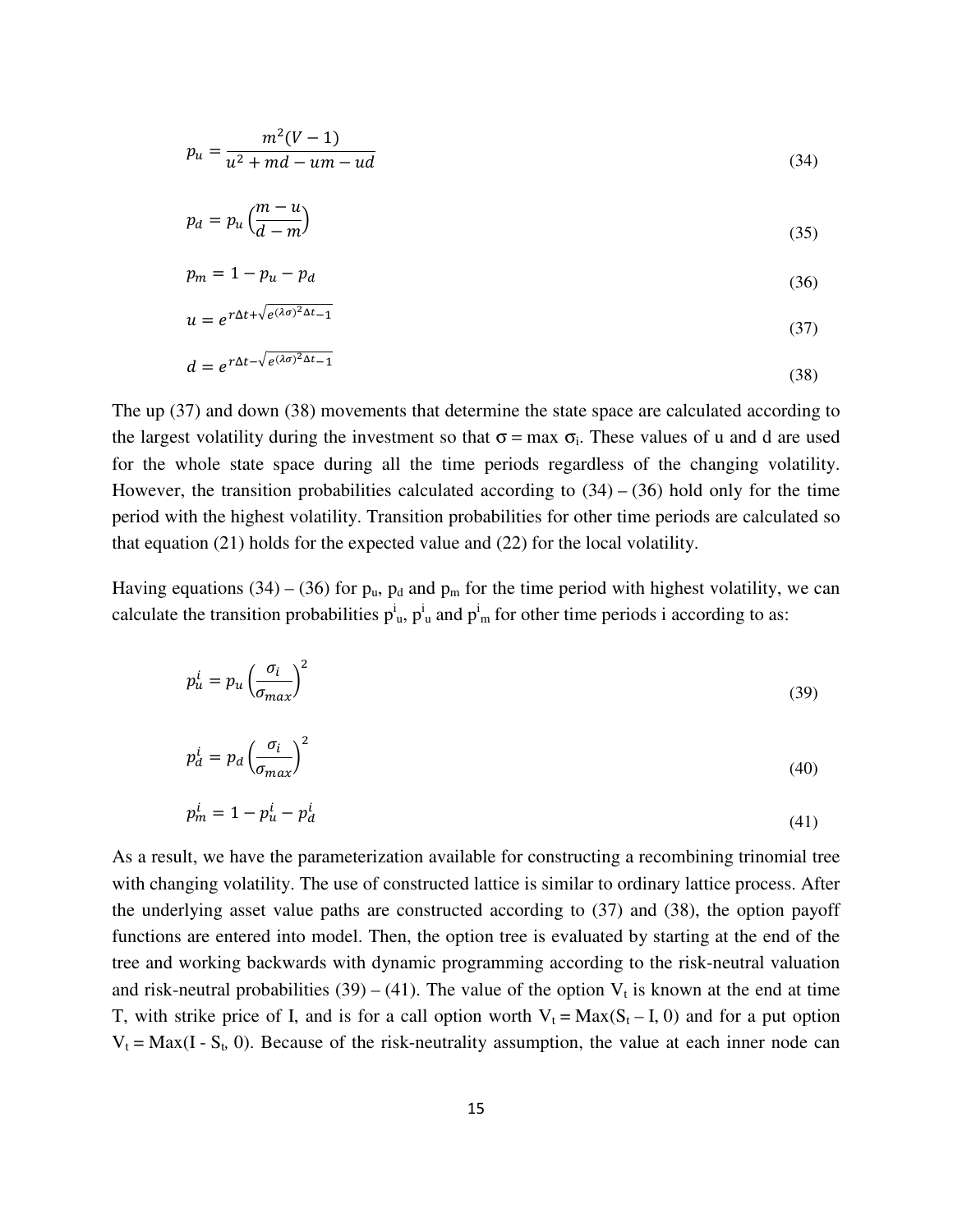$$p_u = \frac{m^2(V-1)}{u^2 + md - um - ud} \tag{34}$$

$$p_d = p_u \left(\frac{m-u}{d-m}\right) \tag{35}$$

$$p_m = 1 - p_u - p_d \tag{36}$$

$$u = e^{r\Delta t + \sqrt{e^{(\lambda\sigma)^2 \Delta t} - 1}} \tag{37}$$

$$d = e^{r\Delta t - \sqrt{e^{(\lambda\sigma)^2 \Delta t} - 1}} \tag{38}$$

The up (37) and down (38) movements that determine the state space are calculated according to the largest volatility during the investment so that $\sigma = \max \sigma_i$. These values of u and d are used for the whole state space during all the time periods regardless of the changing volatility. However, the transition probabilities calculated according to (34) – (36) hold only for the time period with the highest volatility. Transition probabilities for other time periods are calculated so that equation (21) holds for the expected value and (22) for the local volatility.

Having equations (34) – (36) for $p_u$, $p_d$ and $p_m$ for the time period with highest volatility, we can calculate the transition probabilities $p^i_u$, $p^i_u$ and $p^i_m$ for other time periods i according to as:

$$p_u^i = p_u \left(\frac{\sigma_i}{\sigma_{max}}\right)^2 \tag{39}$$

$$p_d^i = p_d \left(\frac{\sigma_i}{\sigma_{max}}\right)^2 \tag{40}$$

$$p_m^i = 1 - p_u^i - p_d^i \tag{41}$$

As a result, we have the parameterization available for constructing a recombining trinomial tree with changing volatility. The use of constructed lattice is similar to ordinary lattice process. After the underlying asset value paths are constructed according to (37) and (38), the option payoff functions are entered into model. Then, the option tree is evaluated by starting at the end of the tree and working backwards with dynamic programming according to the risk-neutral valuation and risk-neutral probabilities (39) – (41). The value of the option $V_t$ is known at the end at time T, with strike price of I, and is for a call option worth $V_t = Max(S_t - I, 0)$ and for a put option $V_t = Max(I - S_t, 0)$. Because of the risk-neutrality assumption, the value at each inner node can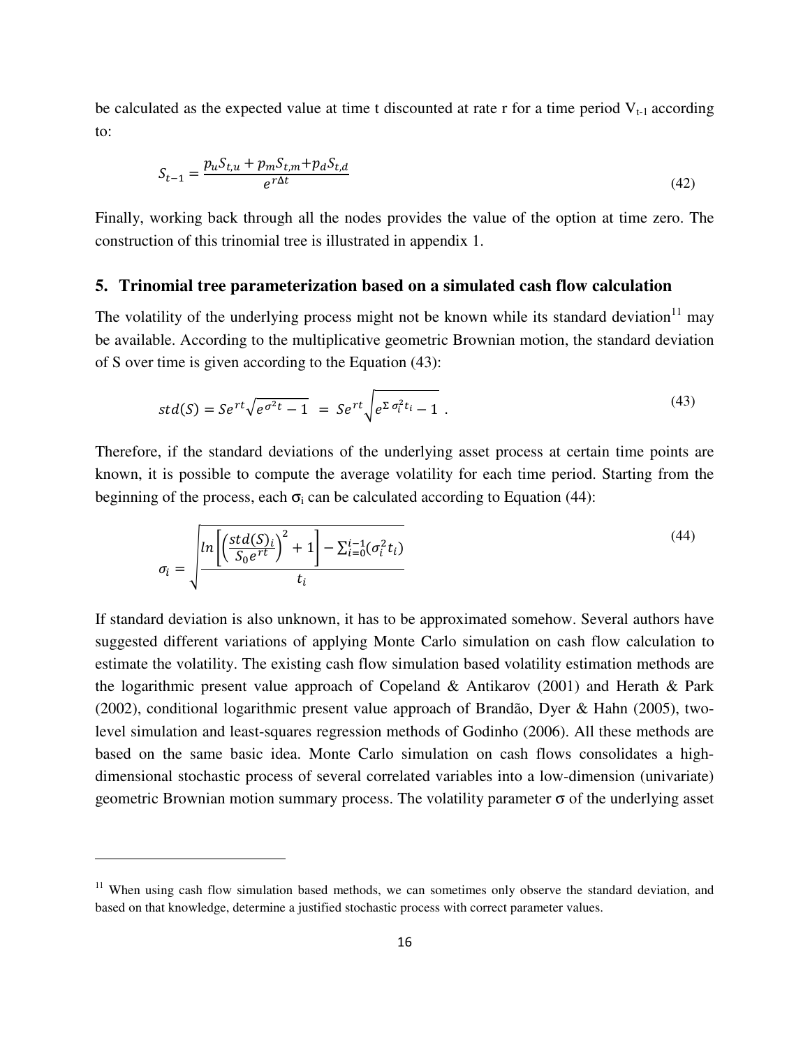be calculated as the expected value at time t discounted at rate r for a time period $V_{t-1}$ according to:

$$S_{t-1} = \frac{p_u S_{t,u} + p_m S_{t,m} + p_d S_{t,d}}{e^{r\Delta t}} \tag{42}$$

Finally, working back through all the nodes provides the value of the option at time zero. The construction of this trinomial tree is illustrated in appendix 1.

## 5. Trinomial tree parameterization based on a simulated cash flow calculation

The volatility of the underlying process might not be known while its standard deviation[11] may be available. According to the multiplicative geometric Brownian motion, the standard deviation of S over time is given according to the Equation (43):

$$std(S) = Se^{rt}\sqrt{e^{\sigma^2 t} - 1} \ = \ Se^{rt}\sqrt{e^{\Sigma\,\sigma_i^2 t_i} - 1}\ . \tag{43}$$

Therefore, if the standard deviations of the underlying asset process at certain time points are known, it is possible to compute the average volatility for each time period. Starting from the beginning of the process, each $\sigma_i$ can be calculated according to Equation (44):

$$\sigma_i = \sqrt{\frac{ln\left[\left(\frac{std(S)_i}{S_0 e^{rt}}\right)^2 + 1\right] - \sum_{i=0}^{i-1}(\sigma_i^2 t_i)}{t_i}} \tag{44}$$

If standard deviation is also unknown, it has to be approximated somehow. Several authors have suggested different variations of applying Monte Carlo simulation on cash flow calculation to estimate the volatility. The existing cash flow simulation based volatility estimation methods are the logarithmic present value approach of Copeland & Antikarov (2001) and Herath & Park (2002), conditional logarithmic present value approach of Brandão, Dyer & Hahn (2005), two-level simulation and least-squares regression methods of Godinho (2006). All these methods are based on the same basic idea. Monte Carlo simulation on cash flows consolidates a high-dimensional stochastic process of several correlated variables into a low-dimension (univariate) geometric Brownian motion summary process. The volatility parameter $\sigma$ of the underlying asset

[11] When using cash flow simulation based methods, we can sometimes only observe the standard deviation, and based on that knowledge, determine a justified stochastic process with correct parameter values.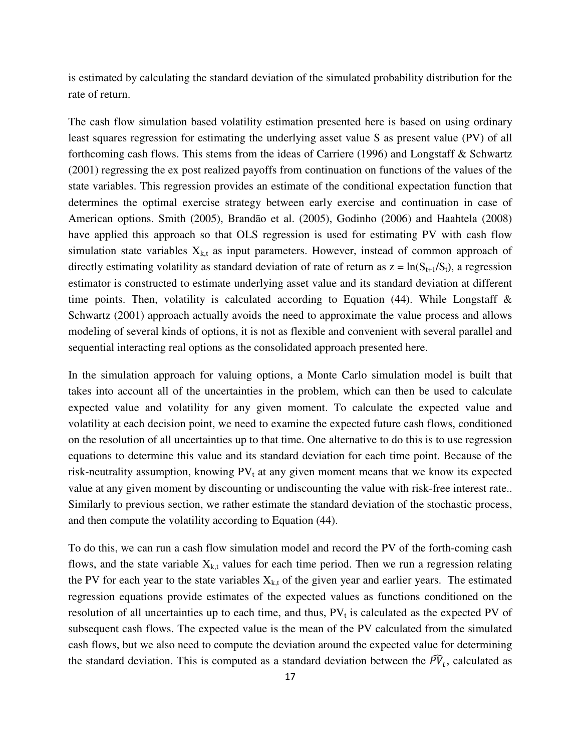is estimated by calculating the standard deviation of the simulated probability distribution for the rate of return.

The cash flow simulation based volatility estimation presented here is based on using ordinary least squares regression for estimating the underlying asset value S as present value (PV) of all forthcoming cash flows. This stems from the ideas of Carriere (1996) and Longstaff & Schwartz (2001) regressing the ex post realized payoffs from continuation on functions of the values of the state variables. This regression provides an estimate of the conditional expectation function that determines the optimal exercise strategy between early exercise and continuation in case of American options. Smith (2005), Brandão et al. (2005), Godinho (2006) and Haahtela (2008) have applied this approach so that OLS regression is used for estimating PV with cash flow simulation state variables $X_{k,t}$ as input parameters. However, instead of common approach of directly estimating volatility as standard deviation of rate of return as $z = \ln(S_{t+1}/S_t)$, a regression estimator is constructed to estimate underlying asset value and its standard deviation at different time points. Then, volatility is calculated according to Equation (44). While Longstaff & Schwartz (2001) approach actually avoids the need to approximate the value process and allows modeling of several kinds of options, it is not as flexible and convenient with several parallel and sequential interacting real options as the consolidated approach presented here.

In the simulation approach for valuing options, a Monte Carlo simulation model is built that takes into account all of the uncertainties in the problem, which can then be used to calculate expected value and volatility for any given moment. To calculate the expected value and volatility at each decision point, we need to examine the expected future cash flows, conditioned on the resolution of all uncertainties up to that time. One alternative to do this is to use regression equations to determine this value and its standard deviation for each time point. Because of the risk-neutrality assumption, knowing $PV_t$ at any given moment means that we know its expected value at any given moment by discounting or undiscounting the value with risk-free interest rate.. Similarly to previous section, we rather estimate the standard deviation of the stochastic process, and then compute the volatility according to Equation (44).

To do this, we can run a cash flow simulation model and record the PV of the forth-coming cash flows, and the state variable $X_{k,t}$ values for each time period. Then we run a regression relating the PV for each year to the state variables $X_{k,t}$ of the given year and earlier years. The estimated regression equations provide estimates of the expected values as functions conditioned on the resolution of all uncertainties up to each time, and thus, $PV_t$ is calculated as the expected PV of subsequent cash flows. The expected value is the mean of the PV calculated from the simulated cash flows, but we also need to compute the deviation around the expected value for determining the standard deviation. This is computed as a standard deviation between the $\widehat{PV}_t$, calculated as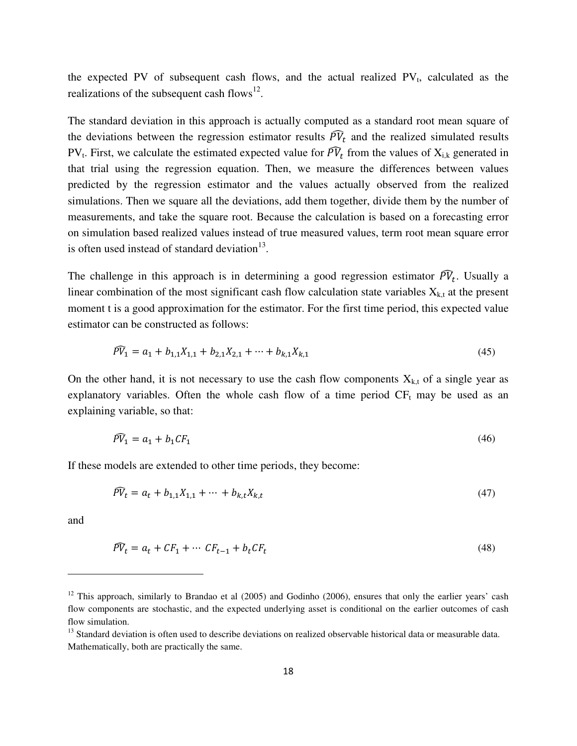the expected PV of subsequent cash flows, and the actual realized $PV_t$, calculated as the realizations of the subsequent cash flows[12].

The standard deviation in this approach is actually computed as a standard root mean square of the deviations between the regression estimator results $\widehat{PV}_t$ and the realized simulated results $PV_t$. First, we calculate the estimated expected value for $\widehat{PV}_t$ from the values of $X_{i,k}$ generated in that trial using the regression equation. Then, we measure the differences between values predicted by the regression estimator and the values actually observed from the realized simulations. Then we square all the deviations, add them together, divide them by the number of measurements, and take the square root. Because the calculation is based on a forecasting error on simulation based realized values instead of true measured values, term root mean square error is often used instead of standard deviation[13].

The challenge in this approach is in determining a good regression estimator $\widehat{PV}_t$. Usually a linear combination of the most significant cash flow calculation state variables $X_{k,t}$ at the present moment t is a good approximation for the estimator. For the first time period, this expected value estimator can be constructed as follows:

$$\widehat{PV}_1 = a_1 + b_{1,1}X_{1,1} + b_{2,1}X_{2,1} + \cdots + b_{k,1}X_{k,1} \tag{45}$$

On the other hand, it is not necessary to use the cash flow components $X_{k,t}$ of a single year as explanatory variables. Often the whole cash flow of a time period $CF_t$ may be used as an explaining variable, so that:

$$\widehat{PV}_1 = a_1 + b_1 CF_1 \tag{46}$$

If these models are extended to other time periods, they become:

$$\widehat{PV}_t = a_t + b_{1,1}X_{1,1} + \cdots + b_{k,t}X_{k,t} \tag{47}$$

and

$$\widehat{PV}_t = a_t + CF_1 + \cdots \; CF_{t-1} + b_t CF_t \tag{48}$$

---

[12] This approach, similarly to Brandao et al (2005) and Godinho (2006), ensures that only the earlier years' cash flow components are stochastic, and the expected underlying asset is conditional on the earlier outcomes of cash flow simulation.

[13] Standard deviation is often used to describe deviations on realized observable historical data or measurable data. Mathematically, both are practically the same.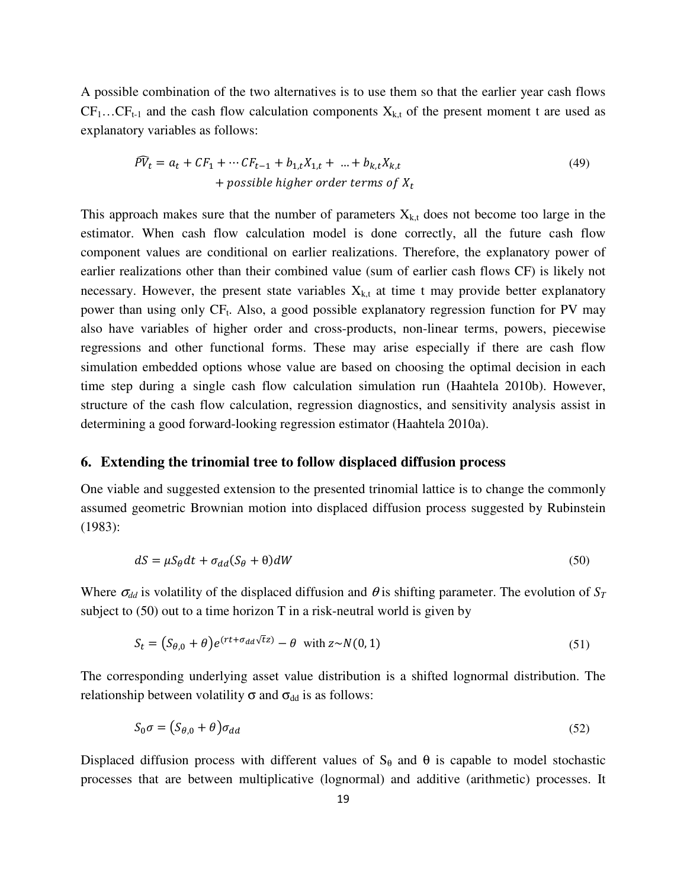A possible combination of the two alternatives is to use them so that the earlier year cash flows $CF_1 \ldots CF_{t-1}$ and the cash flow calculation components $X_{k,t}$ of the present moment t are used as explanatory variables as follows:

$$\widehat{PV}_t = a_t + CF_1 + \cdots CF_{t-1} + b_{1,t}X_{1,t} + \ \ldots + b_{k,t}X_{k,t} + possible\ higher\ order\ terms\ of\ X_t \tag{49}$$

This approach makes sure that the number of parameters $X_{k,t}$ does not become too large in the estimator. When cash flow calculation model is done correctly, all the future cash flow component values are conditional on earlier realizations. Therefore, the explanatory power of earlier realizations other than their combined value (sum of earlier cash flows CF) is likely not necessary. However, the present state variables $X_{k,t}$ at time t may provide better explanatory power than using only $CF_t$. Also, a good possible explanatory regression function for PV may also have variables of higher order and cross-products, non-linear terms, powers, piecewise regressions and other functional forms. These may arise especially if there are cash flow simulation embedded options whose value are based on choosing the optimal decision in each time step during a single cash flow calculation simulation run (Haahtela 2010b). However, structure of the cash flow calculation, regression diagnostics, and sensitivity analysis assist in determining a good forward-looking regression estimator (Haahtela 2010a).

## 6. Extending the trinomial tree to follow displaced diffusion process

One viable and suggested extension to the presented trinomial lattice is to change the commonly assumed geometric Brownian motion into displaced diffusion process suggested by Rubinstein (1983):

$$dS = \mu S_\theta dt + \sigma_{dd}(S_\theta + \theta)dW \tag{50}$$

Where $\sigma_{dd}$ is volatility of the displaced diffusion and $\theta$ is shifting parameter. The evolution of $S_T$ subject to (50) out to a time horizon T in a risk-neutral world is given by

$$S_t = (S_{\theta,0} + \theta)e^{(rt + \sigma_{dd}\sqrt{t}z)} - \theta \quad \text{with } z \sim N(0, 1) \tag{51}$$

The corresponding underlying asset value distribution is a shifted lognormal distribution. The relationship between volatility $\sigma$ and $\sigma_{dd}$ is as follows:

$$S_0\sigma = (S_{\theta,0} + \theta)\sigma_{dd} \tag{52}$$

Displaced diffusion process with different values of $S_\theta$ and $\theta$ is capable to model stochastic processes that are between multiplicative (lognormal) and additive (arithmetic) processes. It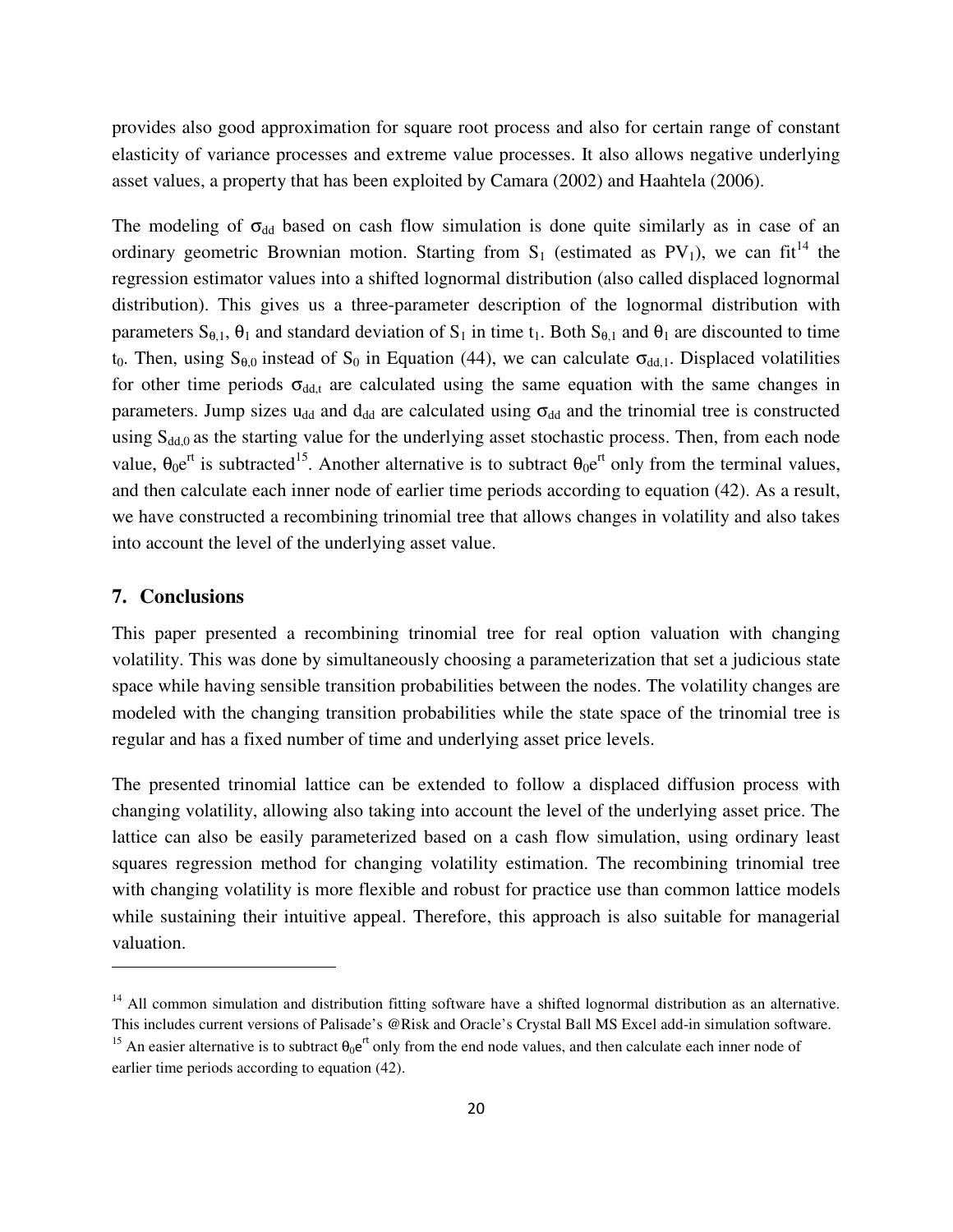provides also good approximation for square root process and also for certain range of constant elasticity of variance processes and extreme value processes. It also allows negative underlying asset values, a property that has been exploited by Camara (2002) and Haahtela (2006).

The modeling of $\sigma_{dd}$ based on cash flow simulation is done quite similarly as in case of an ordinary geometric Brownian motion. Starting from $S_1$ (estimated as $PV_1$), we can fit[14] the regression estimator values into a shifted lognormal distribution (also called displaced lognormal distribution). This gives us a three-parameter description of the lognormal distribution with parameters $S_{\theta,1}$, $\theta_1$ and standard deviation of $S_1$ in time $t_1$. Both $S_{\theta,1}$ and $\theta_1$ are discounted to time $t_0$. Then, using $S_{\theta,0}$ instead of $S_0$ in Equation (44), we can calculate $\sigma_{dd,1}$. Displaced volatilities for other time periods $\sigma_{dd,t}$ are calculated using the same equation with the same changes in parameters. Jump sizes $u_{dd}$ and $d_{dd}$ are calculated using $\sigma_{dd}$ and the trinomial tree is constructed using $S_{dd,0}$ as the starting value for the underlying asset stochastic process. Then, from each node value, $\theta_0 e^{rt}$ is subtracted[15]. Another alternative is to subtract $\theta_0 e^{rt}$ only from the terminal values, and then calculate each inner node of earlier time periods according to equation (42). As a result, we have constructed a recombining trinomial tree that allows changes in volatility and also takes into account the level of the underlying asset value.

## 7. Conclusions

This paper presented a recombining trinomial tree for real option valuation with changing volatility. This was done by simultaneously choosing a parameterization that set a judicious state space while having sensible transition probabilities between the nodes. The volatility changes are modeled with the changing transition probabilities while the state space of the trinomial tree is regular and has a fixed number of time and underlying asset price levels.

The presented trinomial lattice can be extended to follow a displaced diffusion process with changing volatility, allowing also taking into account the level of the underlying asset price. The lattice can also be easily parameterized based on a cash flow simulation, using ordinary least squares regression method for changing volatility estimation. The recombining trinomial tree with changing volatility is more flexible and robust for practice use than common lattice models while sustaining their intuitive appeal. Therefore, this approach is also suitable for managerial valuation.

---

[14] All common simulation and distribution fitting software have a shifted lognormal distribution as an alternative. This includes current versions of Palisade's @Risk and Oracle's Crystal Ball MS Excel add-in simulation software.

[15] An easier alternative is to subtract $\theta_0 e^{rt}$ only from the end node values, and then calculate each inner node of earlier time periods according to equation (42).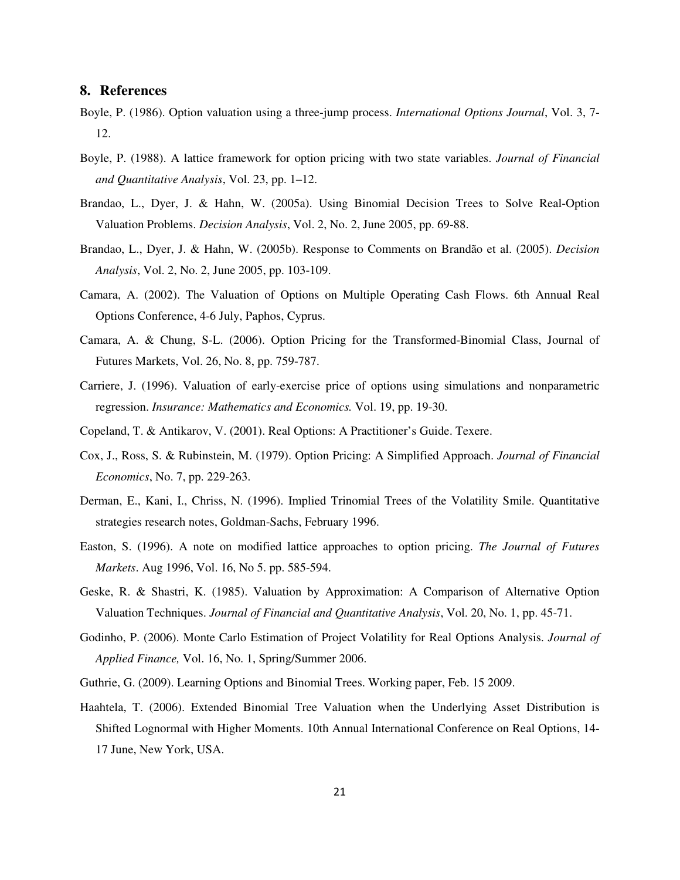## 8. References

Boyle, P. (1986). Option valuation using a three-jump process. *International Options Journal*, Vol. 3, 7-12.

Boyle, P. (1988). A lattice framework for option pricing with two state variables. *Journal of Financial and Quantitative Analysis*, Vol. 23, pp. 1–12.

Brandao, L., Dyer, J. & Hahn, W. (2005a). Using Binomial Decision Trees to Solve Real-Option Valuation Problems. *Decision Analysis*, Vol. 2, No. 2, June 2005, pp. 69-88.

Brandao, L., Dyer, J. & Hahn, W. (2005b). Response to Comments on Brandão et al. (2005). *Decision Analysis*, Vol. 2, No. 2, June 2005, pp. 103-109.

Camara, A. (2002). The Valuation of Options on Multiple Operating Cash Flows. 6th Annual Real Options Conference, 4-6 July, Paphos, Cyprus.

Camara, A. & Chung, S-L. (2006). Option Pricing for the Transformed-Binomial Class, Journal of Futures Markets, Vol. 26, No. 8, pp. 759-787.

Carriere, J. (1996). Valuation of early-exercise price of options using simulations and nonparametric regression. *Insurance: Mathematics and Economics.* Vol. 19, pp. 19-30.

Copeland, T. & Antikarov, V. (2001). Real Options: A Practitioner's Guide. Texere.

Cox, J., Ross, S. & Rubinstein, M. (1979). Option Pricing: A Simplified Approach. *Journal of Financial Economics*, No. 7, pp. 229-263.

Derman, E., Kani, I., Chriss, N. (1996). Implied Trinomial Trees of the Volatility Smile. Quantitative strategies research notes, Goldman-Sachs, February 1996.

Easton, S. (1996). A note on modified lattice approaches to option pricing. *The Journal of Futures Markets*. Aug 1996, Vol. 16, No 5. pp. 585-594.

Geske, R. & Shastri, K. (1985). Valuation by Approximation: A Comparison of Alternative Option Valuation Techniques. *Journal of Financial and Quantitative Analysis*, Vol. 20, No. 1, pp. 45-71.

Godinho, P. (2006). Monte Carlo Estimation of Project Volatility for Real Options Analysis. *Journal of Applied Finance,* Vol. 16, No. 1, Spring/Summer 2006.

Guthrie, G. (2009). Learning Options and Binomial Trees. Working paper, Feb. 15 2009.

Haahtela, T. (2006). Extended Binomial Tree Valuation when the Underlying Asset Distribution is Shifted Lognormal with Higher Moments. 10th Annual International Conference on Real Options, 14-17 June, New York, USA.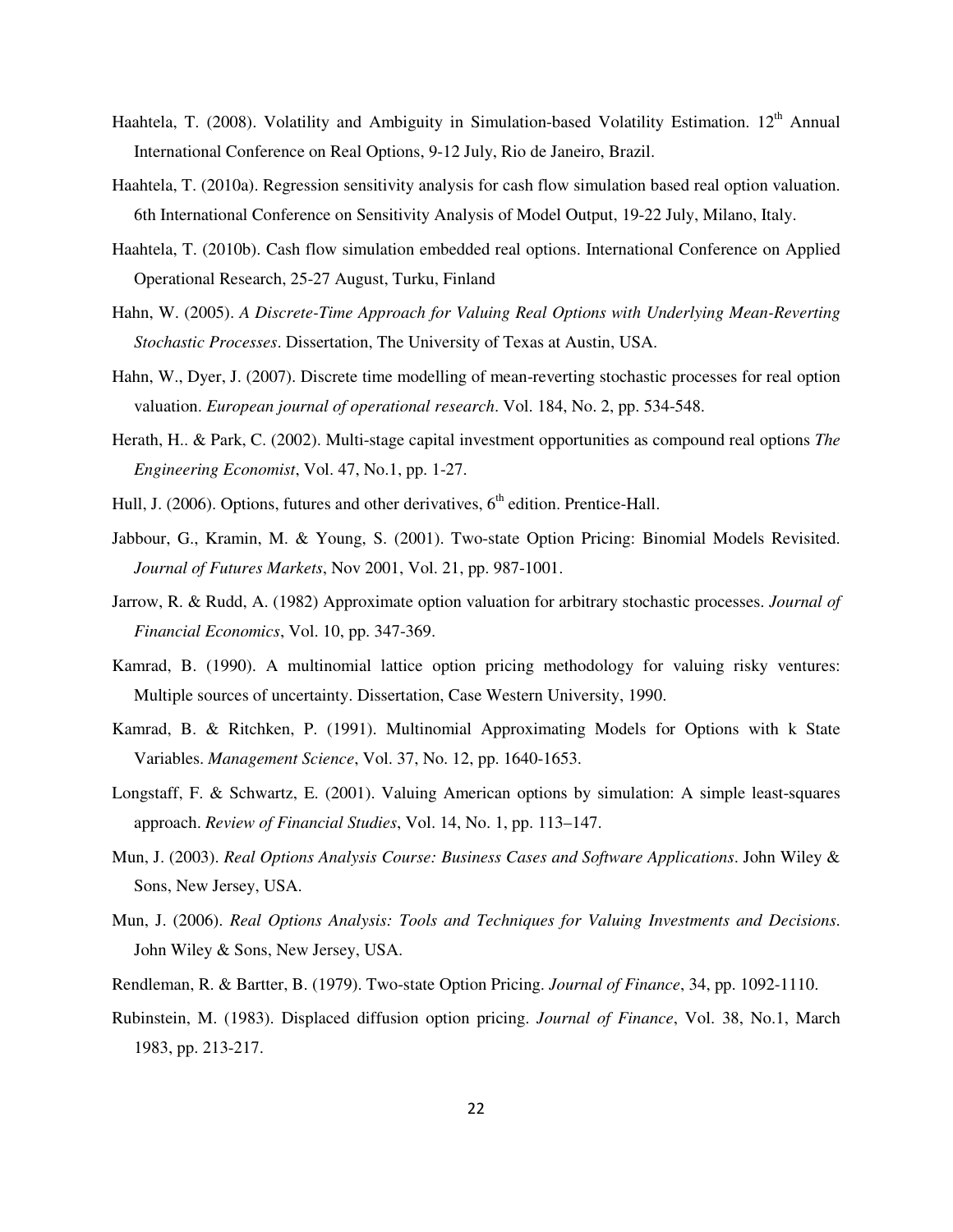Haahtela, T. (2008). Volatility and Ambiguity in Simulation-based Volatility Estimation. 12th Annual International Conference on Real Options, 9-12 July, Rio de Janeiro, Brazil.

Haahtela, T. (2010a). Regression sensitivity analysis for cash flow simulation based real option valuation. 6th International Conference on Sensitivity Analysis of Model Output, 19-22 July, Milano, Italy.

Haahtela, T. (2010b). Cash flow simulation embedded real options. International Conference on Applied Operational Research, 25-27 August, Turku, Finland

Hahn, W. (2005). *A Discrete-Time Approach for Valuing Real Options with Underlying Mean-Reverting Stochastic Processes*. Dissertation, The University of Texas at Austin, USA.

Hahn, W., Dyer, J. (2007). Discrete time modelling of mean-reverting stochastic processes for real option valuation. *European journal of operational research*. Vol. 184, No. 2, pp. 534-548.

Herath, H.. & Park, C. (2002). Multi-stage capital investment opportunities as compound real options *The Engineering Economist*, Vol. 47, No.1, pp. 1-27.

Hull, J. (2006). Options, futures and other derivatives, 6th edition. Prentice-Hall.

Jabbour, G., Kramin, M. & Young, S. (2001). Two-state Option Pricing: Binomial Models Revisited. *Journal of Futures Markets*, Nov 2001, Vol. 21, pp. 987-1001.

Jarrow, R. & Rudd, A. (1982) Approximate option valuation for arbitrary stochastic processes. *Journal of Financial Economics*, Vol. 10, pp. 347-369.

Kamrad, B. (1990). A multinomial lattice option pricing methodology for valuing risky ventures: Multiple sources of uncertainty. Dissertation, Case Western University, 1990.

Kamrad, B. & Ritchken, P. (1991). Multinomial Approximating Models for Options with k State Variables. *Management Science*, Vol. 37, No. 12, pp. 1640-1653.

Longstaff, F. & Schwartz, E. (2001). Valuing American options by simulation: A simple least-squares approach. *Review of Financial Studies*, Vol. 14, No. 1, pp. 113–147.

Mun, J. (2003). *Real Options Analysis Course: Business Cases and Software Applications*. John Wiley & Sons, New Jersey, USA.

Mun, J. (2006). *Real Options Analysis: Tools and Techniques for Valuing Investments and Decisions*. John Wiley & Sons, New Jersey, USA.

Rendleman, R. & Bartter, B. (1979). Two-state Option Pricing. *Journal of Finance*, 34, pp. 1092-1110.

Rubinstein, M. (1983). Displaced diffusion option pricing. *Journal of Finance*, Vol. 38, No.1, March 1983, pp. 213-217.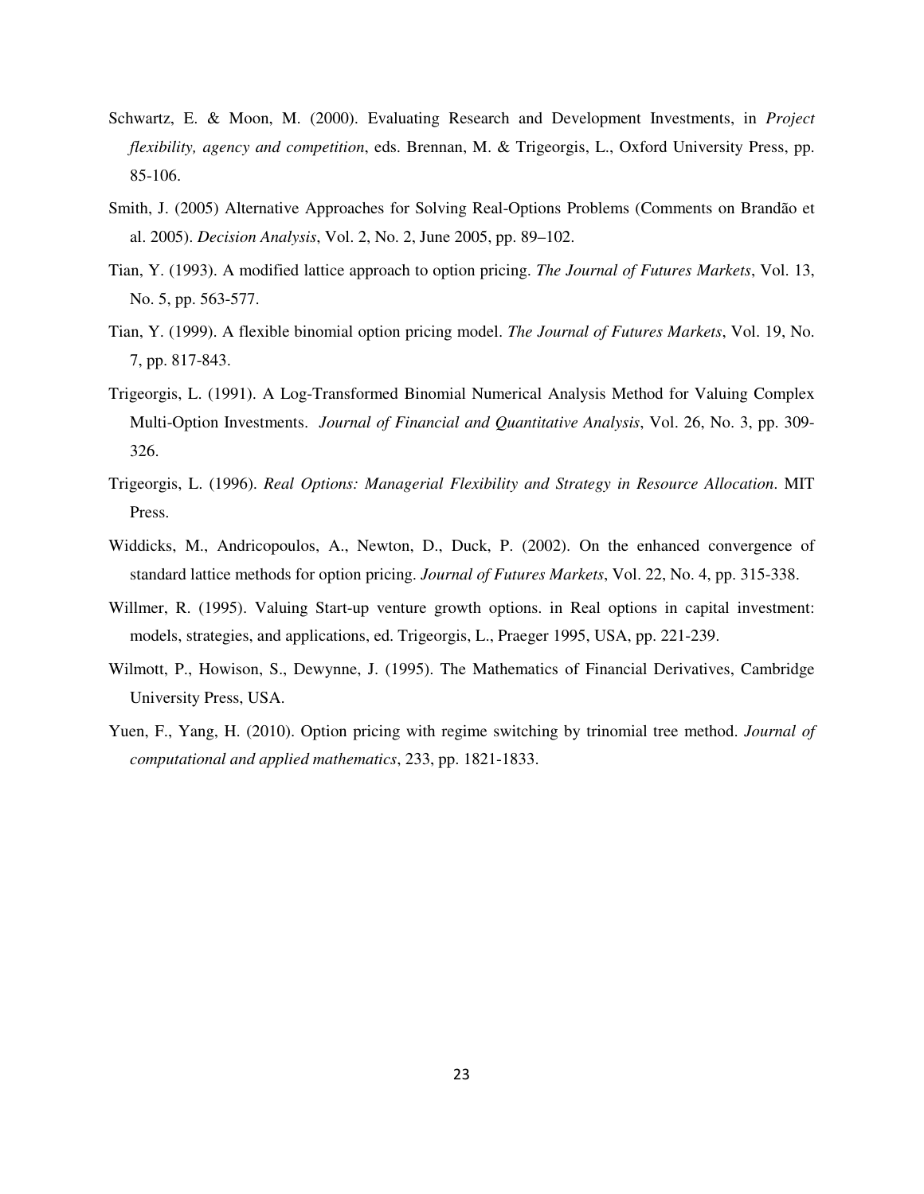Schwartz, E. & Moon, M. (2000). Evaluating Research and Development Investments, in *Project flexibility, agency and competition*, eds. Brennan, M. & Trigeorgis, L., Oxford University Press, pp. 85-106.

Smith, J. (2005) Alternative Approaches for Solving Real-Options Problems (Comments on Brandão et al. 2005). *Decision Analysis*, Vol. 2, No. 2, June 2005, pp. 89–102.

Tian, Y. (1993). A modified lattice approach to option pricing. *The Journal of Futures Markets*, Vol. 13, No. 5, pp. 563-577.

Tian, Y. (1999). A flexible binomial option pricing model. *The Journal of Futures Markets*, Vol. 19, No. 7, pp. 817-843.

Trigeorgis, L. (1991). A Log-Transformed Binomial Numerical Analysis Method for Valuing Complex Multi-Option Investments. *Journal of Financial and Quantitative Analysis*, Vol. 26, No. 3, pp. 309-326.

Trigeorgis, L. (1996). *Real Options: Managerial Flexibility and Strategy in Resource Allocation*. MIT Press.

Widdicks, M., Andricopoulos, A., Newton, D., Duck, P. (2002). On the enhanced convergence of standard lattice methods for option pricing. *Journal of Futures Markets*, Vol. 22, No. 4, pp. 315-338.

Willmer, R. (1995). Valuing Start-up venture growth options. in Real options in capital investment: models, strategies, and applications, ed. Trigeorgis, L., Praeger 1995, USA, pp. 221-239.

Wilmott, P., Howison, S., Dewynne, J. (1995). The Mathematics of Financial Derivatives, Cambridge University Press, USA.

Yuen, F., Yang, H. (2010). Option pricing with regime switching by trinomial tree method. *Journal of computational and applied mathematics*, 233, pp. 1821-1833.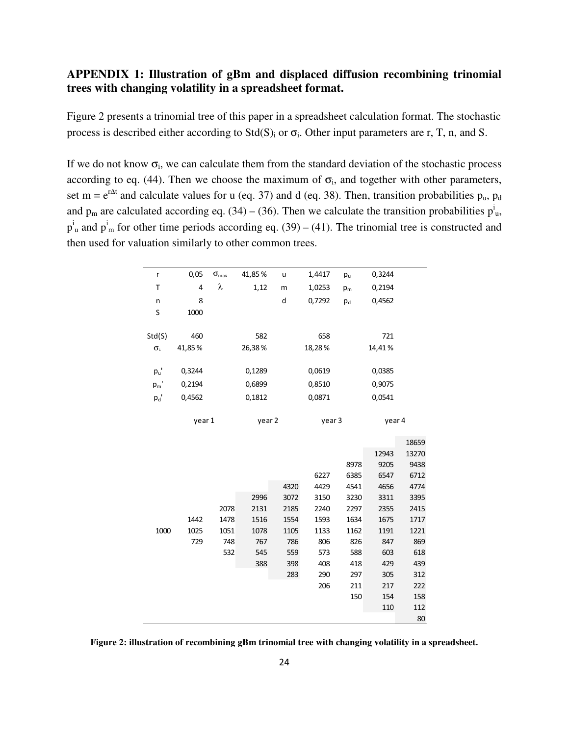## APPENDIX 1: Illustration of gBm and displaced diffusion recombining trinomial trees with changing volatility in a spreadsheet format.

Figure 2 presents a trinomial tree of this paper in a spreadsheet calculation format. The stochastic process is described either according to $Std(S)_i$ or $\sigma_i$. Other input parameters are r, T, n, and S.

If we do not know $\sigma_i$, we can calculate them from the standard deviation of the stochastic process according to eq. (44). Then we choose the maximum of $\sigma_i$, and together with other parameters, set $m = e^{r\Delta t}$ and calculate values for u (eq. 37) and d (eq. 38). Then, transition probabilities $p_u$, $p_d$ and $p_m$ are calculated according eq. (34) – (36). Then we calculate the transition probabilities $p^i_u$, $p^i_u$ and $p^i_m$ for other time periods according eq. (39) – (41). The trinomial tree is constructed and then used for valuation similarly to other common trees.

| | | | | | | | |
|---|---|---|---|---|---|---|---|
| r | 0,05 | $\sigma_{max}$ | 41,85 % | u | 1,4417 | $p_u$ | 0,3244 |
| T | 4 | $\lambda$ | 1,12 | m | 1,0253 | $p_m$ | 0,2194 |
| n | 8 | | | d | 0,7292 | $p_d$ | 0,4562 |
| S | 1000 | | | | | | |
| | | | | | | | |
| $Std(S)_i$ | 460 | | 582 | | 658 | | 721 |
| $\sigma_i$ | 41,85 % | | 26,38 % | | 18,28 % | | 14,41 % |
| | | | | | | | |
| $p_u'$ | 0,3244 | | 0,1289 | | 0,0619 | | 0,0385 |
| $p_m'$ | 0,2194 | | 0,6899 | | 0,8510 | | 0,9075 |
| $p_d'$ | 0,4562 | | 0,1812 | | 0,0871 | | 0,0541 |
| | | | | | | | |
| | year 1 | | year 2 | | year 3 | | year 4 |

| | | | | | | | | |
|---|---|---|---|---|---|---|---|---|
| | | | | | | | | 18659 |
| | | | | | | | 12943 | 13270 |
| | | | | | | 8978 | 9205 | 9438 |
| | | | | | 6227 | 6385 | 6547 | 6712 |
| | | | | 4320 | 4429 | 4541 | 4656 | 4774 |
| | | | 2996 | 3072 | 3150 | 3230 | 3311 | 3395 |
| | | 2078 | 2131 | 2185 | 2240 | 2297 | 2355 | 2415 |
| | 1442 | 1478 | 1516 | 1554 | 1593 | 1634 | 1675 | 1717 |
| 1000 | 1025 | 1051 | 1078 | 1105 | 1133 | 1162 | 1191 | 1221 |
| | 729 | 748 | 767 | 786 | 806 | 826 | 847 | 869 |
| | | 532 | 545 | 559 | 573 | 588 | 603 | 618 |
| | | | 388 | 398 | 408 | 418 | 429 | 439 |
| | | | | 283 | 290 | 297 | 305 | 312 |
| | | | | | 206 | 211 | 217 | 222 |
| | | | | | | 150 | 154 | 158 |
| | | | | | | | 110 | 112 |
| | | | | | | | | 80 |

**Figure 2: illustration of recombining gBm trinomial tree with changing volatility in a spreadsheet.**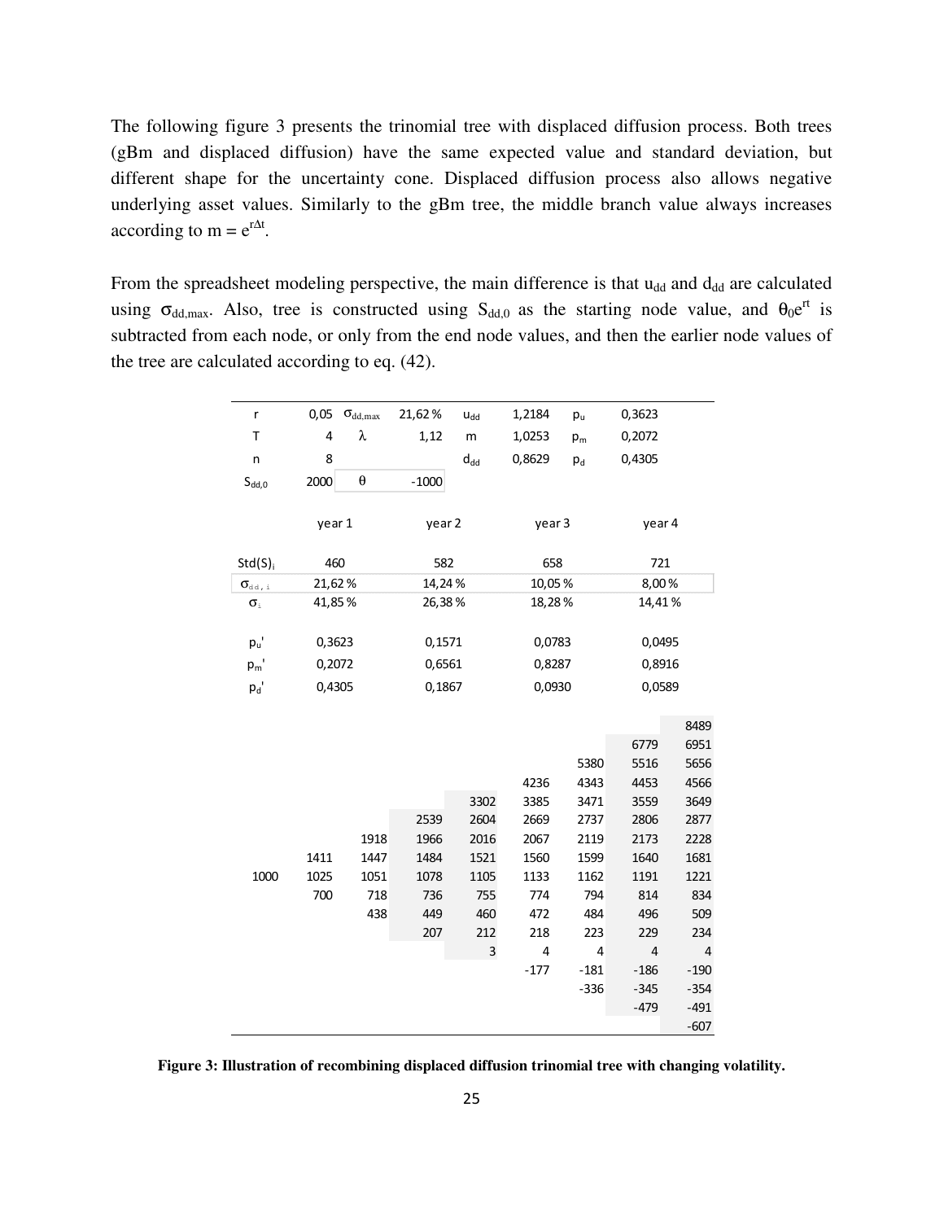The following figure 3 presents the trinomial tree with displaced diffusion process. Both trees (gBm and displaced diffusion) have the same expected value and standard deviation, but different shape for the uncertainty cone. Displaced diffusion process also allows negative underlying asset values. Similarly to the gBm tree, the middle branch value always increases according to $m = e^{r\Delta t}$.

From the spreadsheet modeling perspective, the main difference is that $u_{dd}$ and $d_{dd}$ are calculated using $\sigma_{dd,max}$. Also, tree is constructed using $S_{dd,0}$ as the starting node value, and $\theta_0 e^{rt}$ is subtracted from each node, or only from the end node values, and then the earlier node values of the tree are calculated according to eq. (42).

| | | | | | | | | |
|---|---|---|---|---|---|---|---|---|
| r | 0,05 | $\sigma_{dd,max}$ | 21,62 % | $u_{dd}$ | 1,2184 | $p_u$ | 0,3623 | |
| T | 4 | $\lambda$ | 1,12 | m | 1,0253 | $p_m$ | 0,2072 | |
| n | 8 | | | $d_{dd}$ | 0,8629 | $p_d$ | 0,4305 | |
| $S_{dd,0}$ | 2000 | $\theta$ | -1000 | | | | | |

| | year 1 | year 2 | year 3 | year 4 |
|---|---|---|---|---|
| $Std(S)_i$ | 460 | 582 | 658 | 721 |
| $\sigma_{dd,i}$ | 21,62 % | 14,24 % | 10,05 % | 8,00 % |
| $\sigma_i$ | 41,85 % | 26,38 % | 18,28 % | 14,41 % |
| $p_u'$ | 0,3623 | 0,1571 | 0,0783 | 0,0495 |
| $p_m'$ | 0,2072 | 0,6561 | 0,8287 | 0,8916 |
| $p_d'$ | 0,4305 | 0,1867 | 0,0930 | 0,0589 |

| | | | | | | | | |
|---|---|---|---|---|---|---|---|---|
| | | | | | | | | 8489 |
| | | | | | | | 6779 | 6951 |
| | | | | | | 5380 | 5516 | 5656 |
| | | | | | 4236 | 4343 | 4453 | 4566 |
| | | | | 3302 | 3385 | 3471 | 3559 | 3649 |
| | | | 2539 | 2604 | 2669 | 2737 | 2806 | 2877 |
| | | 1918 | 1966 | 2016 | 2067 | 2119 | 2173 | 2228 |
| | 1411 | 1447 | 1484 | 1521 | 1560 | 1599 | 1640 | 1681 |
| 1000 | 1025 | 1051 | 1078 | 1105 | 1133 | 1162 | 1191 | 1221 |
| | 700 | 718 | 736 | 755 | 774 | 794 | 814 | 834 |
| | | 438 | 449 | 460 | 472 | 484 | 496 | 509 |
| | | | 207 | 212 | 218 | 223 | 229 | 234 |
| | | | | 3 | 4 | 4 | 4 | 4 |
| | | | | | -177 | -181 | -186 | -190 |
| | | | | | | -336 | -345 | -354 |
| | | | | | | | -479 | -491 |
| | | | | | | | | -607 |

**Figure 3: Illustration of recombining displaced diffusion trinomial tree with changing volatility.**